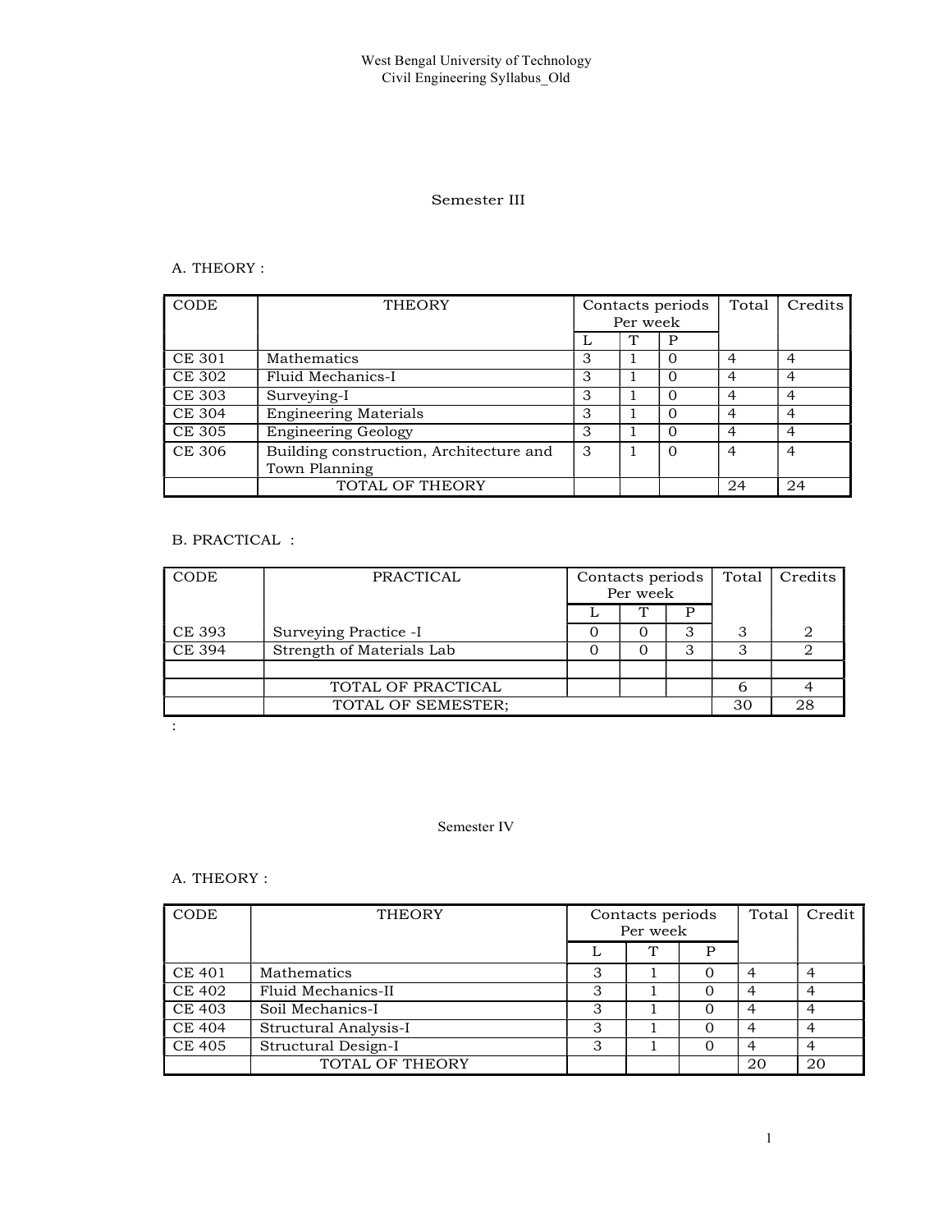West Bengal University of Technology
Civil Engineering Syllabus_Old

## Semester III

### A. THEORY :

| CODE | THEORY | Contacts periods Per week | | | Total | Credits |
|---|---|---|---|---|---|---|
| | | L | T | P | | |
| CE 301 | Mathematics | 3 | 1 | 0 | 4 | 4 |
| CE 302 | Fluid Mechanics-I | 3 | 1 | 0 | 4 | 4 |
| CE 303 | Surveying-I | 3 | 1 | 0 | 4 | 4 |
| CE 304 | Engineering Materials | 3 | 1 | 0 | 4 | 4 |
| CE 305 | Engineering Geology | 3 | 1 | 0 | 4 | 4 |
| CE 306 | Building construction, Architecture and Town Planning | 3 | 1 | 0 | 4 | 4 |
| | TOTAL OF THEORY | | | | 24 | 24 |

### B. PRACTICAL :

| CODE | PRACTICAL | Contacts periods Per week | | | Total | Credits |
|---|---|---|---|---|---|---|
| | | L | T | P | | |
| CE 393 | Surveying Practice -I | 0 | 0 | 3 | 3 | 2 |
| CE 394 | Strength of Materials Lab | 0 | 0 | 3 | 3 | 2 |
| | | | | | | |
| | TOTAL OF PRACTICAL | | | | 6 | 4 |
| | TOTAL OF SEMESTER; | | | | 30 | 28 |

:

## Semester IV

### A. THEORY :

| CODE | THEORY | Contacts periods Per week | | | Total | Credit |
|---|---|---|---|---|---|---|
| | | L | T | P | | |
| CE 401 | Mathematics | 3 | 1 | 0 | 4 | 4 |
| CE 402 | Fluid Mechanics-II | 3 | 1 | 0 | 4 | 4 |
| CE 403 | Soil Mechanics-I | 3 | 1 | 0 | 4 | 4 |
| CE 404 | Structural Analysis-I | 3 | 1 | 0 | 4 | 4 |
| CE 405 | Structural Design-I | 3 | 1 | 0 | 4 | 4 |
| | TOTAL OF THEORY | | | | 20 | 20 |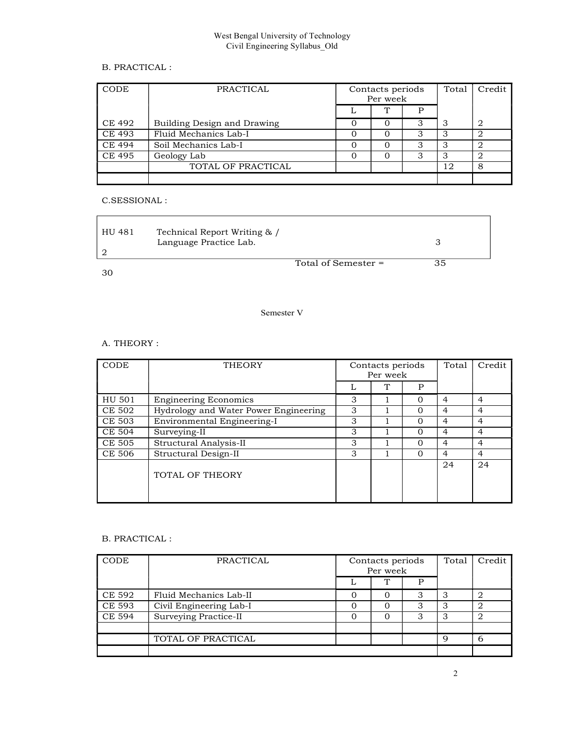## B. PRACTICAL :

| CODE | PRACTICAL | Contacts periods Per week | | | Total | Credit |
|---|---|---|---|---|---|---|
| | | L | T | P | | |
| CE 492 | Building Design and Drawing | 0 | 0 | 3 | 3 | 2 |
| CE 493 | Fluid Mechanics Lab-I | 0 | 0 | 3 | 3 | 2 |
| CE 494 | Soil Mechanics Lab-I | 0 | 0 | 3 | 3 | 2 |
| CE 495 | Geology Lab | 0 | 0 | 3 | 3 | 2 |
| | TOTAL OF PRACTICAL | | | | 12 | 8 |
| | | | | | | |

## C.SESSIONAL :

| | | | |
|---|---|---|---|
| HU 481 | Technical Report Writing & / Language Practice Lab. | 3 | 2 |
| | Total of Semester = | 35 | 30 |

# Semester V

## A. THEORY :

| CODE | THEORY | Contacts periods Per week | | | Total | Credit |
|---|---|---|---|---|---|---|
| | | L | T | P | | |
| HU 501 | Engineering Economics | 3 | 1 | 0 | 4 | 4 |
| CE 502 | Hydrology and Water Power Engineering | 3 | 1 | 0 | 4 | 4 |
| CE 503 | Environmental Engineering-I | 3 | 1 | 0 | 4 | 4 |
| CE 504 | Surveying-II | 3 | 1 | 0 | 4 | 4 |
| CE 505 | Structural Analysis-II | 3 | 1 | 0 | 4 | 4 |
| CE 506 | Structural Design-II | 3 | 1 | 0 | 4 | 4 |
| | TOTAL OF THEORY | | | | 24 | 24 |

## B. PRACTICAL :

| CODE | PRACTICAL | Contacts periods Per week | | | Total | Credit |
|---|---|---|---|---|---|---|
| | | L | T | P | | |
| CE 592 | Fluid Mechanics Lab-II | 0 | 0 | 3 | 3 | 2 |
| CE 593 | Civil Engineering Lab-I | 0 | 0 | 3 | 3 | 2 |
| CE 594 | Surveying Practice-II | 0 | 0 | 3 | 3 | 2 |
| | | | | | | |
| | TOTAL OF PRACTICAL | | | | 9 | 6 |
| | | | | | | |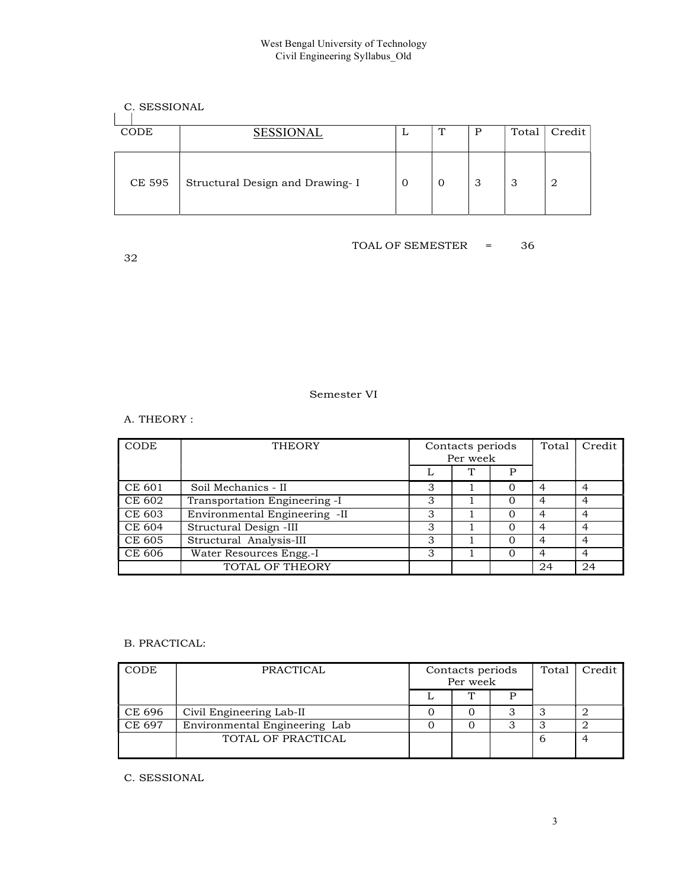C. SESSIONAL

| CODE | SESSIONAL | L | T | P | Total | Credit |
|---|---|---|---|---|---|---|
| CE 595 | Structural Design and Drawing- I | 0 | 0 | 3 | 3 | 2 |

TOAL OF SEMESTER = 36

32

Semester VI

A. THEORY :

| CODE | THEORY | Contacts periods Per week | | | Total | Credit |
|---|---|---|---|---|---|---|
| | | L | T | P | | |
| CE 601 | Soil Mechanics - II | 3 | 1 | 0 | 4 | 4 |
| CE 602 | Transportation Engineering -I | 3 | 1 | 0 | 4 | 4 |
| CE 603 | Environmental Engineering -II | 3 | 1 | 0 | 4 | 4 |
| CE 604 | Structural Design -III | 3 | 1 | 0 | 4 | 4 |
| CE 605 | Structural Analysis-III | 3 | 1 | 0 | 4 | 4 |
| CE 606 | Water Resources Engg.-I | 3 | 1 | 0 | 4 | 4 |
| | TOTAL OF THEORY | | | | 24 | 24 |

B. PRACTICAL:

| CODE | PRACTICAL | Contacts periods Per week | | | Total | Credit |
|---|---|---|---|---|---|---|
| | | L | T | P | | |
| CE 696 | Civil Engineering Lab-II | 0 | 0 | 3 | 3 | 2 |
| CE 697 | Environmental Engineering Lab | 0 | 0 | 3 | 3 | 2 |
| | TOTAL OF PRACTICAL | | | | 6 | 4 |

C. SESSIONAL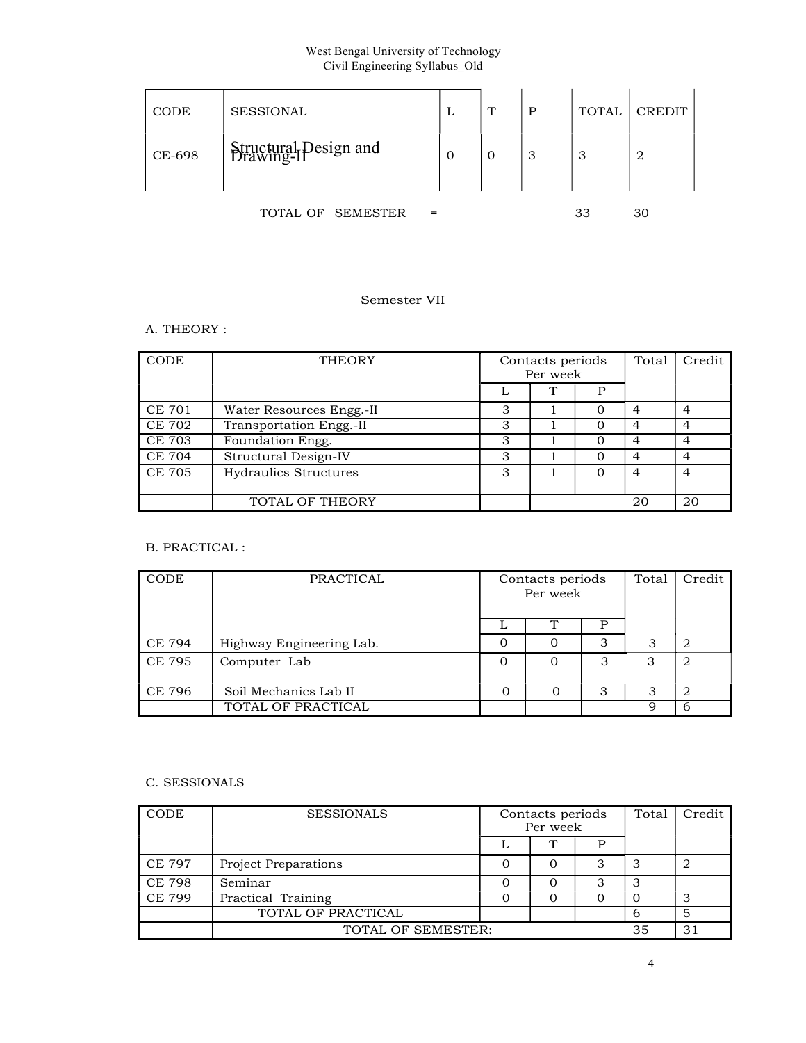| CODE | SESSIONAL | L | T | P | TOTAL | CREDIT |
|---|---|---|---|---|---|---|
| CE-698 | Structural Design and Drawing-II | 0 | 0 | 3 | 3 | 2 |

TOTAL OF SEMESTER = 33 30

## Semester VII

A. THEORY :

| CODE | THEORY | Contacts periods Per week | | | Total | Credit |
|---|---|---|---|---|---|---|
| | | L | T | P | | |
| CE 701 | Water Resources Engg.-II | 3 | 1 | 0 | 4 | 4 |
| CE 702 | Transportation Engg.-II | 3 | 1 | 0 | 4 | 4 |
| CE 703 | Foundation Engg. | 3 | 1 | 0 | 4 | 4 |
| CE 704 | Structural Design-IV | 3 | 1 | 0 | 4 | 4 |
| CE 705 | Hydraulics Structures | 3 | 1 | 0 | 4 | 4 |
| | TOTAL OF THEORY | | | | 20 | 20 |

B. PRACTICAL :

| CODE | PRACTICAL | Contacts periods Per week | | | Total | Credit |
|---|---|---|---|---|---|---|
| | | L | T | P | | |
| CE 794 | Highway Engineering Lab. | 0 | 0 | 3 | 3 | 2 |
| CE 795 | Computer Lab | 0 | 0 | 3 | 3 | 2 |
| CE 796 | Soil Mechanics Lab II | 0 | 0 | 3 | 3 | 2 |
| | TOTAL OF PRACTICAL | | | | 9 | 6 |

C. SESSIONALS

| CODE | SESSIONALS | Contacts periods Per week | | | Total | Credit |
|---|---|---|---|---|---|---|
| | | L | T | P | | |
| CE 797 | Project Preparations | 0 | 0 | 3 | 3 | 2 |
| CE 798 | Seminar | 0 | 0 | 3 | 3 | |
| CE 799 | Practical Training | 0 | 0 | 0 | 0 | 3 |
| | TOTAL OF PRACTICAL | | | | 6 | 5 |
| | TOTAL OF SEMESTER: | | | | 35 | 31 |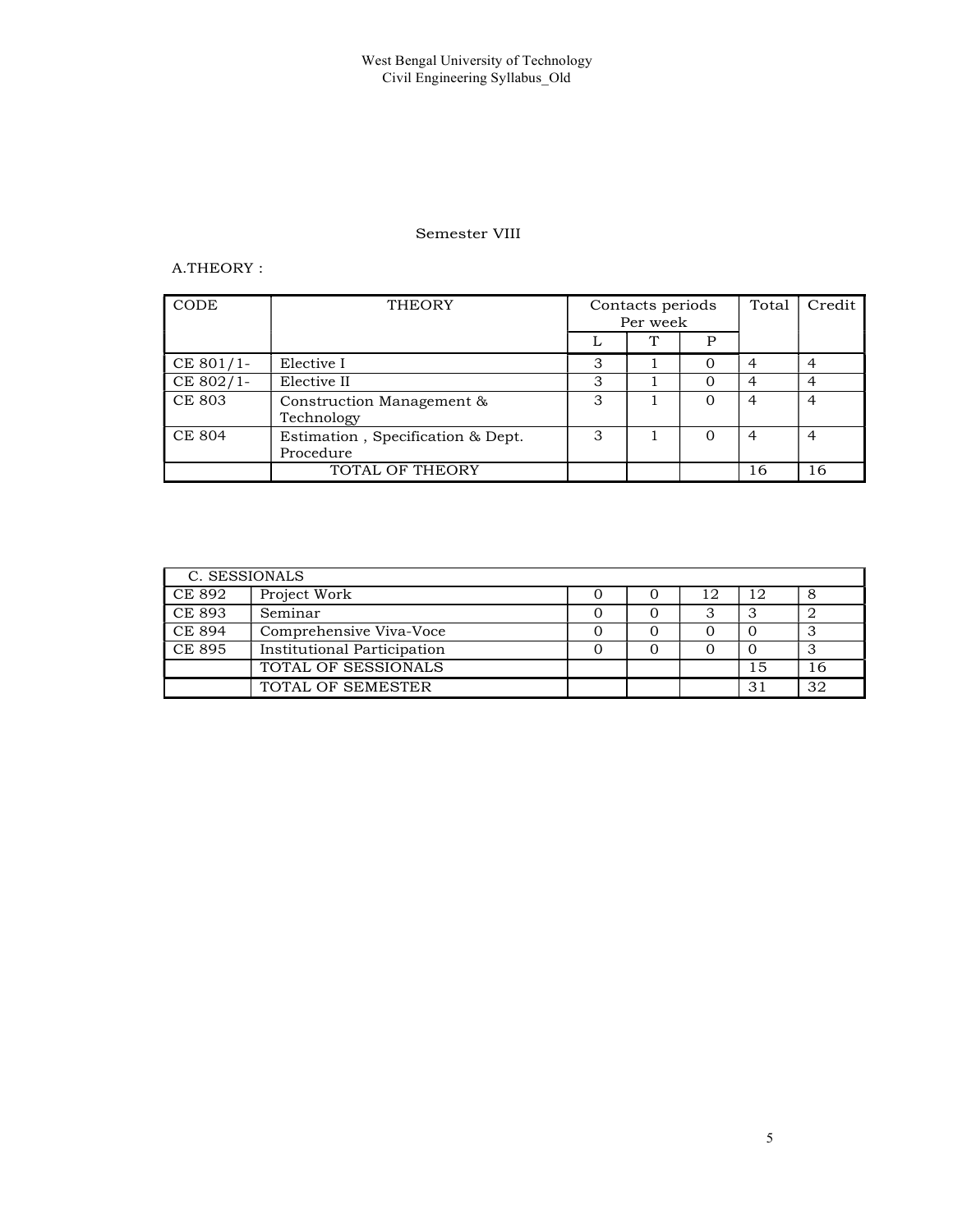## Semester VIII

A.THEORY :

| CODE | THEORY | Contacts periods Per week | | | Total | Credit |
|---|---|---|---|---|---|---|
| | | L | T | P | | |
| CE 801/1- | Elective I | 3 | 1 | 0 | 4 | 4 |
| CE 802/1- | Elective II | 3 | 1 | 0 | 4 | 4 |
| CE 803 | Construction Management & Technology | 3 | 1 | 0 | 4 | 4 |
| CE 804 | Estimation , Specification & Dept. Procedure | 3 | 1 | 0 | 4 | 4 |
| | TOTAL OF THEORY | | | | 16 | 16 |

| C. SESSIONALS | | | | | | |
|---|---|---|---|---|---|---|
| CE 892 | Project Work | 0 | 0 | 12 | 12 | 8 |
| CE 893 | Seminar | 0 | 0 | 3 | 3 | 2 |
| CE 894 | Comprehensive Viva-Voce | 0 | 0 | 0 | 0 | 3 |
| CE 895 | Institutional Participation | 0 | 0 | 0 | 0 | 3 |
| | TOTAL OF SESSIONALS | | | | 15 | 16 |
| | TOTAL OF SEMESTER | | | | 31 | 32 |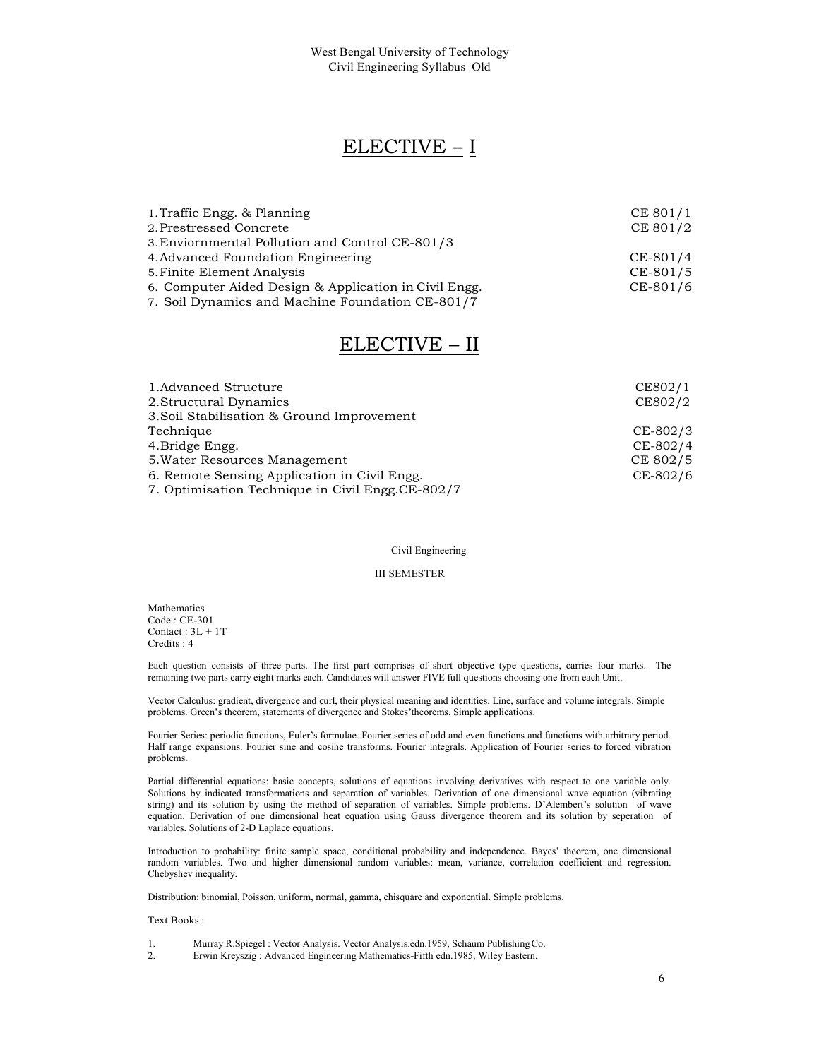# ELECTIVE – I

| | |
|---|---|
| 1. Traffic Engg. & Planning | CE 801/1 |
| 2. Prestressed Concrete | CE 801/2 |
| 3. Enviornmental Pollution and Control CE-801/3 | |
| 4. Advanced Foundation Engineering | CE-801/4 |
| 5. Finite Element Analysis | CE-801/5 |
| 6. Computer Aided Design & Application in Civil Engg. | CE-801/6 |
| 7. Soil Dynamics and Machine Foundation CE-801/7 | |

# ELECTIVE – II

| | |
|---|---|
| 1. Advanced Structure | CE802/1 |
| 2. Structural Dynamics | CE802/2 |
| 3. Soil Stabilisation & Ground Improvement Technique | CE-802/3 |
| 4. Bridge Engg. | CE-802/4 |
| 5. Water Resources Management | CE 802/5 |
| 6. Remote Sensing Application in Civil Engg. | CE-802/6 |
| 7. Optimisation Technique in Civil Engg.CE-802/7 | |

Civil Engineering

III SEMESTER

Mathematics
Code : CE-301
Contact : 3L + 1T
Credits : 4

Each question consists of three parts. The first part comprises of short objective type questions, carries four marks. The remaining two parts carry eight marks each. Candidates will answer FIVE full questions choosing one from each Unit.

Vector Calculus: gradient, divergence and curl, their physical meaning and identities. Line, surface and volume integrals. Simple problems. Green's theorem, statements of divergence and Stokes'theorems. Simple applications.

Fourier Series: periodic functions, Euler's formulae. Fourier series of odd and even functions and functions with arbitrary period. Half range expansions. Fourier sine and cosine transforms. Fourier integrals. Application of Fourier series to forced vibration problems.

Partial differential equations: basic concepts, solutions of equations involving derivatives with respect to one variable only. Solutions by indicated transformations and separation of variables. Derivation of one dimensional wave equation (vibrating string) and its solution by using the method of separation of variables. Simple problems. D'Alembert's solution of wave equation. Derivation of one dimensional heat equation using Gauss divergence theorem and its solution by seperation of variables. Solutions of 2-D Laplace equations.

Introduction to probability: finite sample space, conditional probability and independence. Bayes' theorem, one dimensional random variables. Two and higher dimensional random variables: mean, variance, correlation coefficient and regression. Chebyshev inequality.

Distribution: binomial, Poisson, uniform, normal, gamma, chisquare and exponential. Simple problems.

Text Books :

1. Murray R.Spiegel : Vector Analysis. Vector Analysis.edn.1959, Schaum Publishing Co.
2. Erwin Kreyszig : Advanced Engineering Mathematics-Fifth edn.1985, Wiley Eastern.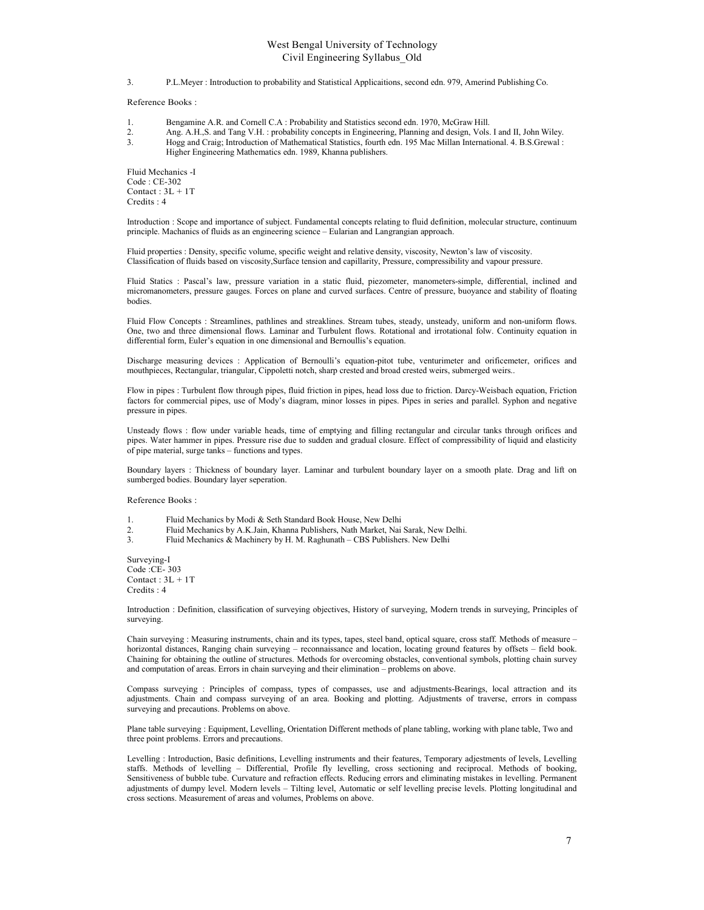3. P.L.Meyer : Introduction to probability and Statistical Applicaitions, second edn. 979, Amerind Publishing Co.

Reference Books :

1. Bengamine A.R. and Cornell C.A : Probability and Statistics second edn. 1970, McGraw Hill.
2. Ang. A.H.,S. and Tang V.H. : probability concepts in Engineering, Planning and design, Vols. I and II, John Wiley.
3. Hogg and Craig; Introduction of Mathematical Statistics, fourth edn. 195 Mac Millan International. 4. B.S.Grewal : Higher Engineering Mathematics edn. 1989, Khanna publishers.

Fluid Mechanics -I
Code : CE-302
Contact : 3L + 1T
Credits : 4

Introduction : Scope and importance of subject. Fundamental concepts relating to fluid definition, molecular structure, continuum principle. Machanics of fluids as an engineering science – Eularian and Langrangian approach.

Fluid properties : Density, specific volume, specific weight and relative density, viscosity, Newton's law of viscosity. Classification of fluids based on viscosity,Surface tension and capillarity, Pressure, compressibility and vapour pressure.

Fluid Statics : Pascal's law, pressure variation in a static fluid, piezometer, manometers-simple, differential, inclined and micromanometers, pressure gauges. Forces on plane and curved surfaces. Centre of pressure, buoyance and stability of floating bodies.

Fluid Flow Concepts : Streamlines, pathlines and streaklines. Stream tubes, steady, unsteady, uniform and non-uniform flows. One, two and three dimensional flows. Laminar and Turbulent flows. Rotational and irrotational folw. Continuity equation in differential form, Euler's equation in one dimensional and Bernoullis's equation.

Discharge measuring devices : Application of Bernoulli's equation-pitot tube, venturimeter and orificemeter, orifices and mouthpieces, Rectangular, triangular, Cippoletti notch, sharp crested and broad crested weirs, submerged weirs..

Flow in pipes : Turbulent flow through pipes, fluid friction in pipes, head loss due to friction. Darcy-Weisbach equation, Friction factors for commercial pipes, use of Mody's diagram, minor losses in pipes. Pipes in series and parallel. Syphon and negative pressure in pipes.

Unsteady flows : flow under variable heads, time of emptying and filling rectangular and circular tanks through orifices and pipes. Water hammer in pipes. Pressure rise due to sudden and gradual closure. Effect of compressibility of liquid and elasticity of pipe material, surge tanks – functions and types.

Boundary layers : Thickness of boundary layer. Laminar and turbulent boundary layer on a smooth plate. Drag and lift on sumberged bodies. Boundary layer seperation.

Reference Books :

1. Fluid Mechanics by Modi & Seth Standard Book House, New Delhi
2. Fluid Mechanics by A.K.Jain, Khanna Publishers, Nath Market, Nai Sarak, New Delhi.
3. Fluid Mechanics & Machinery by H. M. Raghunath – CBS Publishers. New Delhi

Surveying-I
Code :CE- 303
Contact : 3L + 1T
Credits : 4

Introduction : Definition, classification of surveying objectives, History of surveying, Modern trends in surveying, Principles of surveying.

Chain surveying : Measuring instruments, chain and its types, tapes, steel band, optical square, cross staff. Methods of measure – horizontal distances, Ranging chain surveying – reconnaissance and location, locating ground features by offsets – field book. Chaining for obtaining the outline of structures. Methods for overcoming obstacles, conventional symbols, plotting chain survey and computation of areas. Errors in chain surveying and their elimination – problems on above.

Compass surveying : Principles of compass, types of compasses, use and adjustments-Bearings, local attraction and its adjustments. Chain and compass surveying of an area. Booking and plotting. Adjustments of traverse, errors in compass surveying and precautions. Problems on above.

Plane table surveying : Equipment, Levelling, Orientation Different methods of plane tabling, working with plane table, Two and three point problems. Errors and precautions.

Levelling : Introduction, Basic definitions, Levelling instruments and their features, Temporary adjestments of levels, Levelling staffs. Methods of levelling – Differential, Profile fly levelling, cross sectioning and reciprocal. Methods of booking, Sensitiveness of bubble tube. Curvature and refraction effects. Reducing errors and eliminating mistakes in levelling. Permanent adjustments of dumpy level. Modern levels – Tilting level, Automatic or self levelling precise levels. Plotting longitudinal and cross sections. Measurement of areas and volumes, Problems on above.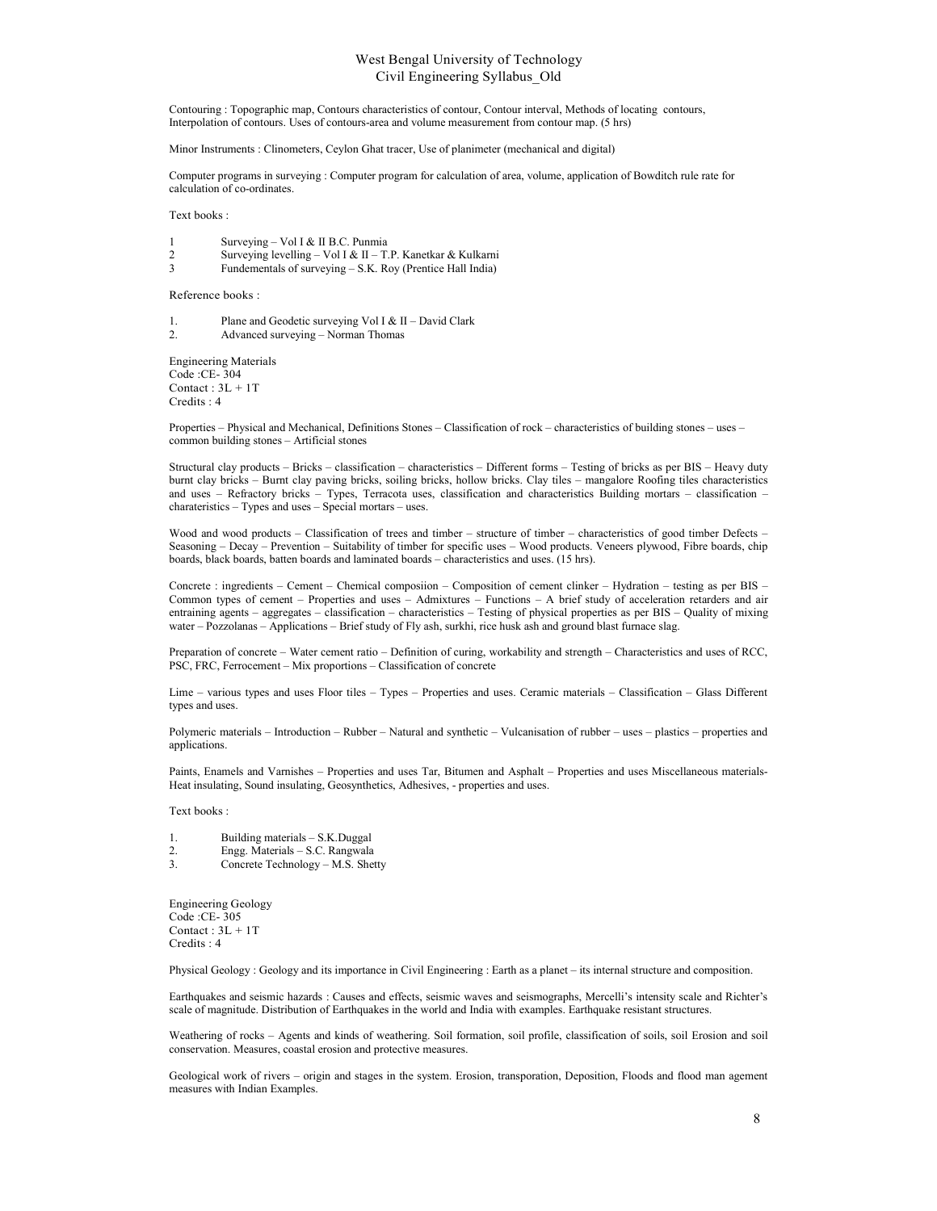Contouring : Topographic map, Contours characteristics of contour, Contour interval, Methods of locating contours, Interpolation of contours. Uses of contours-area and volume measurement from contour map. (5 hrs)

Minor Instruments : Clinometers, Ceylon Ghat tracer, Use of planimeter (mechanical and digital)

Computer programs in surveying : Computer program for calculation of area, volume, application of Bowditch rule rate for calculation of co-ordinates.

Text books :

1. Surveying – Vol I & II B.C. Punmia
2. Surveying levelling – Vol I & II – T.P. Kanetkar & Kulkarni
3. Fundementals of surveying – S.K. Roy (Prentice Hall India)

Reference books :

1. Plane and Geodetic surveying Vol I & II – David Clark
2. Advanced surveying – Norman Thomas

## Engineering Materials

Code :CE- 304
Contact : 3L + 1T
Credits : 4

Properties – Physical and Mechanical, Definitions Stones – Classification of rock – characteristics of building stones – uses – common building stones – Artificial stones

Structural clay products – Bricks – classification – characteristics – Different forms – Testing of bricks as per BIS – Heavy duty burnt clay bricks – Burnt clay paving bricks, soiling bricks, hollow bricks. Clay tiles – mangalore Roofing tiles characteristics and uses – Refractory bricks – Types, Terracota uses, classification and characteristics Building mortars – classification – charateristics – Types and uses – Special mortars – uses.

Wood and wood products – Classification of trees and timber – structure of timber – characteristics of good timber Defects – Seasoning – Decay – Prevention – Suitability of timber for specific uses – Wood products. Veneers plywood, Fibre boards, chip boards, black boards, batten boards and laminated boards – characteristics and uses. (15 hrs).

Concrete : ingredients – Cement – Chemical composiion – Composition of cement clinker – Hydration – testing as per BIS – Common types of cement – Properties and uses – Admixtures – Functions – A brief study of acceleration retarders and air entraining agents – aggregates – classification – characteristics – Testing of physical properties as per BIS – Quality of mixing water – Pozzolanas – Applications – Brief study of Fly ash, surkhi, rice husk ash and ground blast furnace slag.

Preparation of concrete – Water cement ratio – Definition of curing, workability and strength – Characteristics and uses of RCC, PSC, FRC, Ferrocement – Mix proportions – Classification of concrete

Lime – various types and uses Floor tiles – Types – Properties and uses. Ceramic materials – Classification – Glass Different types and uses.

Polymeric materials – Introduction – Rubber – Natural and synthetic – Vulcanisation of rubber – uses – plastics – properties and applications.

Paints, Enamels and Varnishes – Properties and uses Tar, Bitumen and Asphalt – Properties and uses Miscellaneous materials- Heat insulating, Sound insulating, Geosynthetics, Adhesives, - properties and uses.

Text books :

1. Building materials – S.K.Duggal
2. Engg. Materials – S.C. Rangwala
3. Concrete Technology – M.S. Shetty

## Engineering Geology

Code :CE- 305
Contact : 3L + 1T
Credits : 4

Physical Geology : Geology and its importance in Civil Engineering : Earth as a planet – its internal structure and composition.

Earthquakes and seismic hazards : Causes and effects, seismic waves and seismographs, Mercelli's intensity scale and Richter's scale of magnitude. Distribution of Earthquakes in the world and India with examples. Earthquake resistant structures.

Weathering of rocks – Agents and kinds of weathering. Soil formation, soil profile, classification of soils, soil Erosion and soil conservation. Measures, coastal erosion and protective measures.

Geological work of rivers – origin and stages in the system. Erosion, transporation, Deposition, Floods and flood man agement measures with Indian Examples.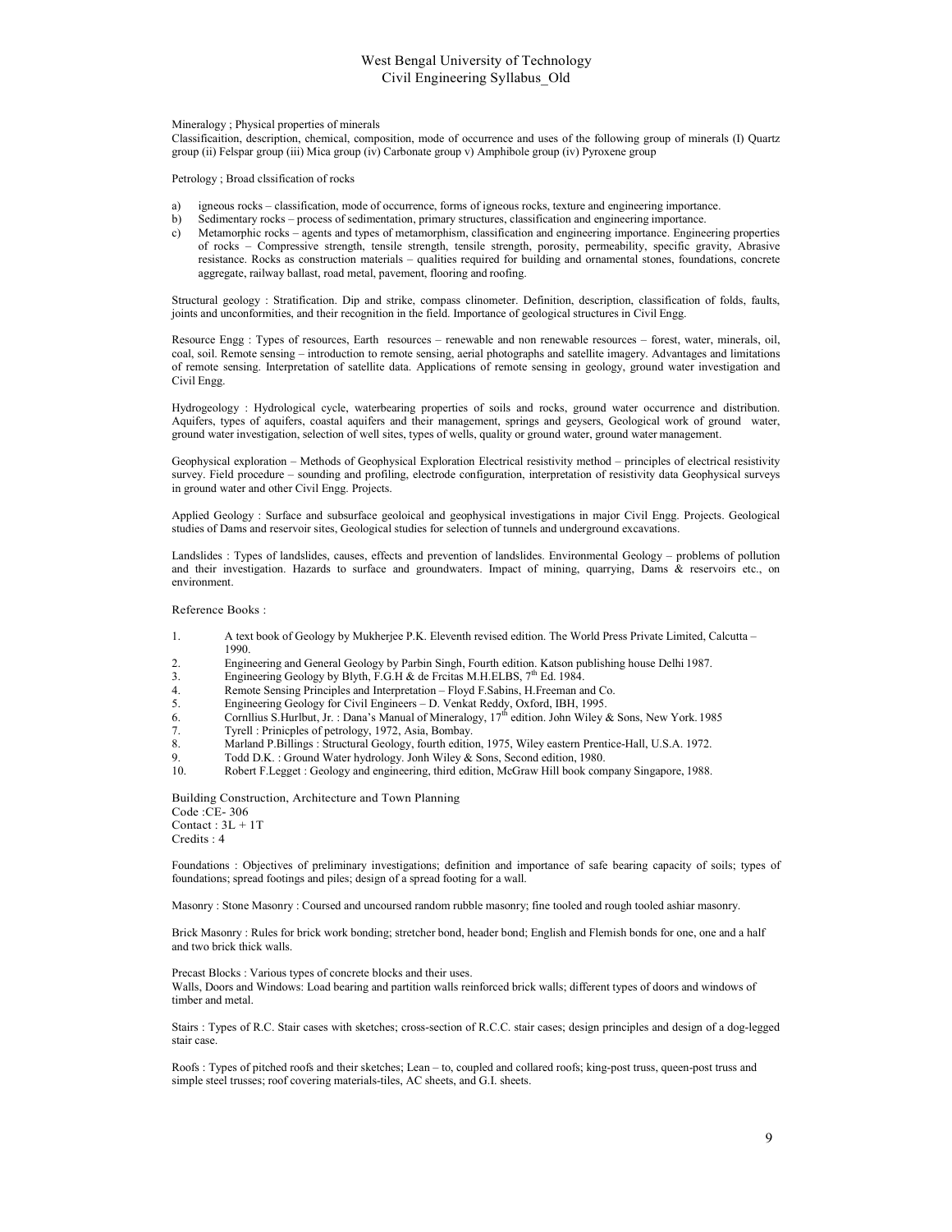Mineralogy ; Physical properties of minerals

Classificaition, description, chemical, composition, mode of occurrence and uses of the following group of minerals (I) Quartz group (ii) Felspar group (iii) Mica group (iv) Carbonate group v) Amphibole group (iv) Pyroxene group

Petrology ; Broad clssification of rocks

a) igneous rocks – classification, mode of occurrence, forms of igneous rocks, texture and engineering importance.
b) Sedimentary rocks – process of sedimentation, primary structures, classification and engineering importance.
c) Metamorphic rocks – agents and types of metamorphism, classification and engineering importance. Engineering properties of rocks – Compressive strength, tensile strength, tensile strength, porosity, permeability, specific gravity, Abrasive resistance. Rocks as construction materials – qualities required for building and ornamental stones, foundations, concrete aggregate, railway ballast, road metal, pavement, flooring and roofing.

Structural geology : Stratification. Dip and strike, compass clinometer. Definition, description, classification of folds, faults, joints and unconformities, and their recognition in the field. Importance of geological structures in Civil Engg.

Resource Engg : Types of resources, Earth resources – renewable and non renewable resources – forest, water, minerals, oil, coal, soil. Remote sensing – introduction to remote sensing, aerial photographs and satellite imagery. Advantages and limitations of remote sensing. Interpretation of satellite data. Applications of remote sensing in geology, ground water investigation and Civil Engg.

Hydrogeology : Hydrological cycle, waterbearing properties of soils and rocks, ground water occurrence and distribution. Aquifers, types of aquifers, coastal aquifers and their management, springs and geysers, Geological work of ground water, ground water investigation, selection of well sites, types of wells, quality or ground water, ground water management.

Geophysical exploration – Methods of Geophysical Exploration Electrical resistivity method – principles of electrical resistivity survey. Field procedure – sounding and profiling, electrode configuration, interpretation of resistivity data Geophysical surveys in ground water and other Civil Engg. Projects.

Applied Geology : Surface and subsurface geoloical and geophysical investigations in major Civil Engg. Projects. Geological studies of Dams and reservoir sites, Geological studies for selection of tunnels and underground excavations.

Landslides : Types of landslides, causes, effects and prevention of landslides. Environmental Geology – problems of pollution and their investigation. Hazards to surface and groundwaters. Impact of mining, quarrying, Dams & reservoirs etc., on environment.

Reference Books :

1. A text book of Geology by Mukherjee P.K. Eleventh revised edition. The World Press Private Limited, Calcutta – 1990.
2. Engineering and General Geology by Parbin Singh, Fourth edition. Katson publishing house Delhi 1987.
3. Engineering Geology by Blyth, F.G.H & de Frcitas M.H.ELBS, 7th Ed. 1984.
4. Remote Sensing Principles and Interpretation – Floyd F.Sabins, H.Freeman and Co.
5. Engineering Geology for Civil Engineers – D. Venkat Reddy, Oxford, IBH, 1995.
6. Cornllius S.Hurlbut, Jr. : Dana's Manual of Mineralogy, 17th edition. John Wiley & Sons, New York. 1985
7. Tyrell : Prinicples of petrology, 1972, Asia, Bombay.
8. Marland P.Billings : Structural Geology, fourth edition, 1975, Wiley eastern Prentice-Hall, U.S.A. 1972.
9. Todd D.K. : Ground Water hydrology. Jonh Wiley & Sons, Second edition, 1980.
10. Robert F.Legget : Geology and engineering, third edition, McGraw Hill book company Singapore, 1988.

Building Construction, Architecture and Town Planning
Code :CE- 306
Contact : 3L + 1T
Credits : 4

Foundations : Objectives of preliminary investigations; definition and importance of safe bearing capacity of soils; types of foundations; spread footings and piles; design of a spread footing for a wall.

Masonry : Stone Masonry : Coursed and uncoursed random rubble masonry; fine tooled and rough tooled ashiar masonry.

Brick Masonry : Rules for brick work bonding; stretcher bond, header bond; English and Flemish bonds for one, one and a half and two brick thick walls.

Precast Blocks : Various types of concrete blocks and their uses.
Walls, Doors and Windows: Load bearing and partition walls reinforced brick walls; different types of doors and windows of timber and metal.

Stairs : Types of R.C. Stair cases with sketches; cross-section of R.C.C. stair cases; design principles and design of a dog-legged stair case.

Roofs : Types of pitched roofs and their sketches; Lean – to, coupled and collared roofs; king-post truss, queen-post truss and simple steel trusses; roof covering materials-tiles, AC sheets, and G.I. sheets.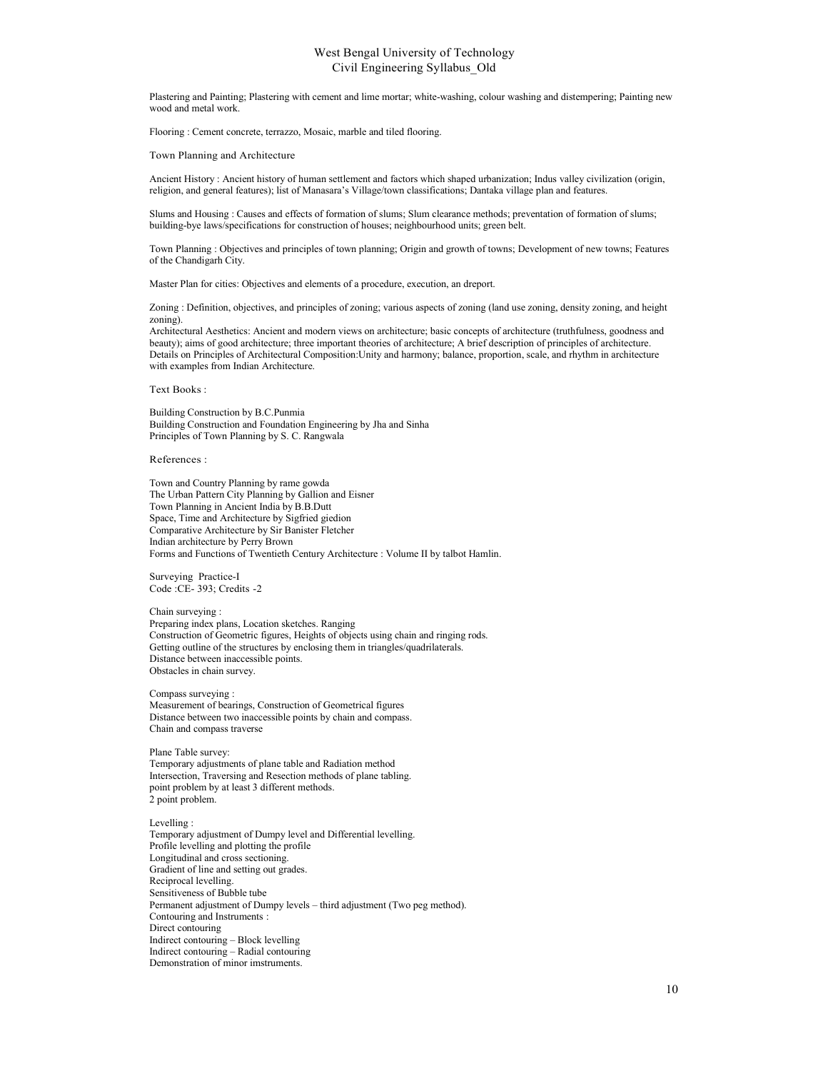Plastering and Painting; Plastering with cement and lime mortar; white-washing, colour washing and distempering; Painting new wood and metal work.

Flooring : Cement concrete, terrazzo, Mosaic, marble and tiled flooring.

### Town Planning and Architecture

Ancient History : Ancient history of human settlement and factors which shaped urbanization; Indus valley civilization (origin, religion, and general features); list of Manasara's Village/town classifications; Dantaka village plan and features.

Slums and Housing : Causes and effects of formation of slums; Slum clearance methods; preventation of formation of slums; building-bye laws/specifications for construction of houses; neighbourhood units; green belt.

Town Planning : Objectives and principles of town planning; Origin and growth of towns; Development of new towns; Features of the Chandigarh City.

Master Plan for cities: Objectives and elements of a procedure, execution, an dreport.

Zoning : Definition, objectives, and principles of zoning; various aspects of zoning (land use zoning, density zoning, and height zoning).
Architectural Aesthetics: Ancient and modern views on architecture; basic concepts of architecture (truthfulness, goodness and beauty); aims of good architecture; three important theories of architecture; A brief description of principles of architecture. Details on Principles of Architectural Composition:Unity and harmony; balance, proportion, scale, and rhythm in architecture with examples from Indian Architecture.

Text Books :

Building Construction by B.C.Punmia
Building Construction and Foundation Engineering by Jha and Sinha
Principles of Town Planning by S. C. Rangwala

References :

Town and Country Planning by rame gowda
The Urban Pattern City Planning by Gallion and Eisner
Town Planning in Ancient India by B.B.Dutt
Space, Time and Architecture by Sigfried giedion
Comparative Architecture by Sir Banister Fletcher
Indian architecture by Perry Brown
Forms and Functions of Twentieth Century Architecture : Volume II by talbot Hamlin.

## Surveying Practice-I
Code :CE- 393; Credits -2

Chain surveying :
Preparing index plans, Location sketches. Ranging
Construction of Geometric figures, Heights of objects using chain and ringing rods.
Getting outline of the structures by enclosing them in triangles/quadrilaterals.
Distance between inaccessible points.
Obstacles in chain survey.

Compass surveying :
Measurement of bearings, Construction of Geometrical figures
Distance between two inaccessible points by chain and compass.
Chain and compass traverse

Plane Table survey:
Temporary adjustments of plane table and Radiation method
Intersection, Traversing and Resection methods of plane tabling.
point problem by at least 3 different methods.
2 point problem.

Levelling :
Temporary adjustment of Dumpy level and Differential levelling.
Profile levelling and plotting the profile
Longitudinal and cross sectioning.
Gradient of line and setting out grades.
Reciprocal levelling.
Sensitiveness of Bubble tube
Permanent adjustment of Dumpy levels – third adjustment (Two peg method).
Contouring and Instruments :
Direct contouring
Indirect contouring – Block levelling
Indirect contouring – Radial contouring
Demonstration of minor imstruments.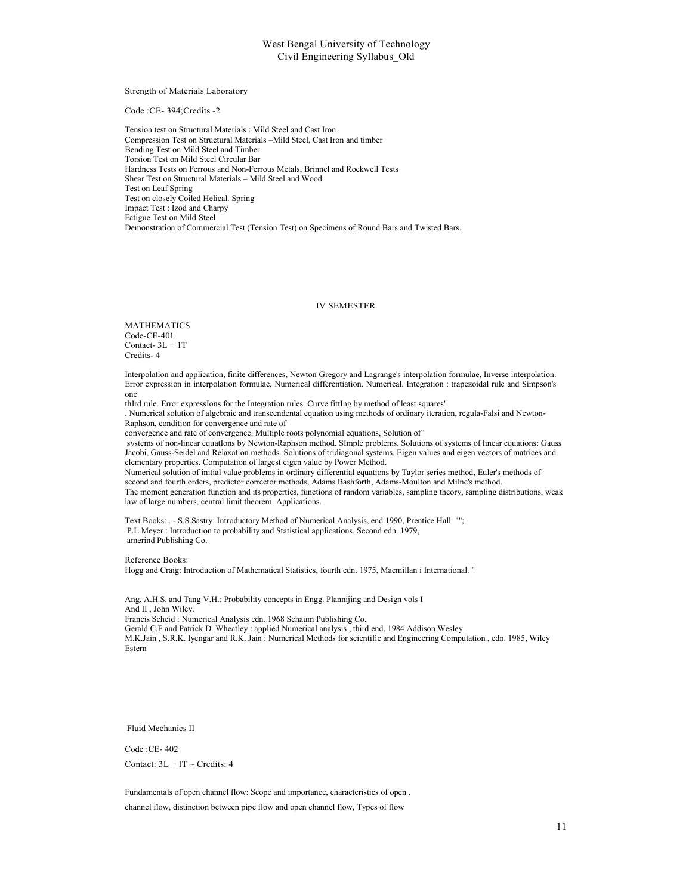Strength of Materials Laboratory

Code :CE- 394;Credits -2

Tension test on Structural Materials : Mild Steel and Cast Iron
Compression Test on Structural Materials –Mild Steel, Cast Iron and timber
Bending Test on Mild Steel and Timber
Torsion Test on Mild Steel Circular Bar
Hardness Tests on Ferrous and Non-Ferrous Metals, Brinnel and Rockwell Tests
Shear Test on Structural Materials – Mild Steel and Wood
Test on Leaf Spring
Test on closely Coiled Helical. Spring
Impact Test : Izod and Charpy
Fatigue Test on Mild Steel
Demonstration of Commercial Test (Tension Test) on Specimens of Round Bars and Twisted Bars.

## IV SEMESTER

MATHEMATICS
Code-CE-401
Contact- 3L + 1T
Credits- 4

Interpolation and application, finite differences, Newton Gregory and Lagrange's interpolation formulae, Inverse interpolation. Error expression in interpolation formulae, Numerical differentiation. Numerical. Integration : trapezoidal rule and Simpson's one
thIrd rule. Error expressIons for the Integration rules. Curve fittIng by method of least squares'
. Numerical solution of algebraic and transcendental equation using methods of ordinary iteration, regula-Falsi and Newton-Raphson, condition for convergence and rate of
convergence. Multiple roots polynomial equations, Solution of '
systems of non-linear equatIons by Newton-Raphson method. SImple problems. Solutions of systems of linear equations: Gauss Jacobi, Gauss-Seidel and Relaxation methods. Solutions of tridiagonal systems. Eigen values and eigen vectors of matrices and elementary properties. Computation of largest eigen value by Power Method.
Numerical solution of initial value problems in ordinary differential equations by Taylor series method, Euler's methods of second and fourth orders, predictor corrector methods, Adams Bashforth, Adams-Moulton and Milne's method.
The moment generation function and its properties, functions of random variables, sampling theory, sampling distributions, weak law of large numbers, central limit theorem. Applications.

Text Books: ..- S.S.Sastry: Introductory Method of Numerical Analysis, end 1990, Prentice Hall. "";
P.L.Meyer : Introduction to probability and Statistical applications. Second edn. 1979,
amerind Publishing Co.

Reference Books:
Hogg and Craig: Introduction of Mathematical Statistics, fourth edn. 1975, Macmillan i International. "

Ang. A.H.S. and Tang V.H.: Probability concepts in Engg. Plannijing and Design vols I
And II , John Wiley.
Francis Scheid : Numerical Analysis edn. 1968 Schaum Publishing Co.
Gerald C.F and Patrick D. Wheatley : applied Numerical analysis , third end. 1984 Addison Wesley.
M.K.Jain , S.R.K. Iyengar and R.K. Jain : Numerical Methods for scientific and Engineering Computation , edn. 1985, Wiley Estern

Fluid Mechanics II

Code :CE- 402

Contact: 3L + lT ~ Credits: 4

Fundamentals of open channel flow: Scope and importance, characteristics of open .

channel flow, distinction between pipe flow and open channel flow, Types of flow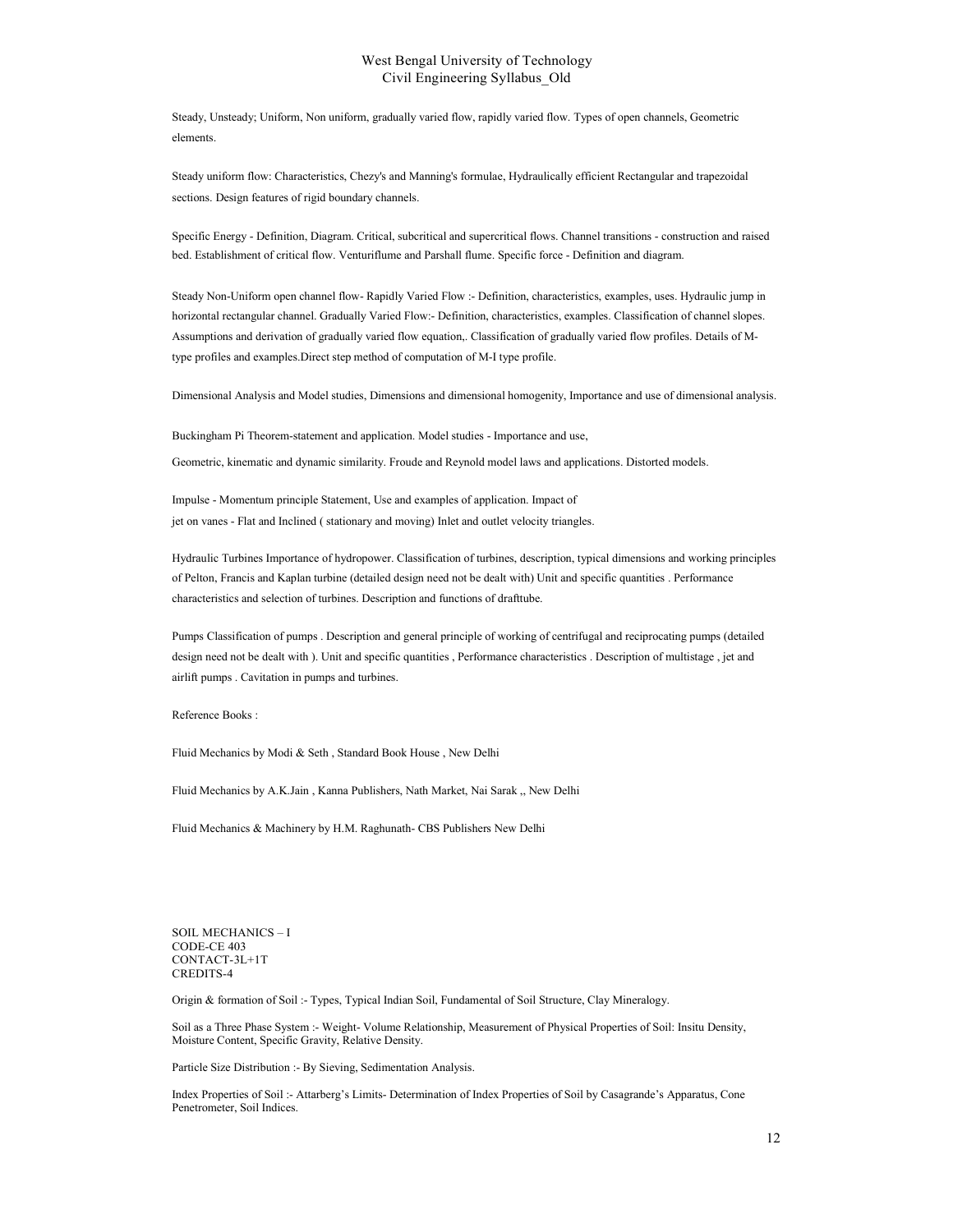Steady, Unsteady; Uniform, Non uniform, gradually varied flow, rapidly varied flow. Types of open channels, Geometric elements.

Steady uniform flow: Characteristics, Chezy's and Manning's formulae, Hydraulically efficient Rectangular and trapezoidal sections. Design features of rigid boundary channels.

Specific Energy - Definition, Diagram. Critical, subcritical and supercritical flows. Channel transitions - construction and raised bed. Establishment of critical flow. Venturiflume and Parshall flume. Specific force - Definition and diagram.

Steady Non-Uniform open channel flow- Rapidly Varied Flow :- Definition, characteristics, examples, uses. Hydraulic jump in horizontal rectangular channel. Gradually Varied Flow:- Definition, characteristics, examples. Classification of channel slopes. Assumptions and derivation of gradually varied flow equation,. Classification of gradually varied flow profiles. Details of M-type profiles and examples.Direct step method of computation of M-I type profile.

Dimensional Analysis and Model studies, Dimensions and dimensional homogenity, Importance and use of dimensional analysis.

Buckingham Pi Theorem-statement and application. Model studies - Importance and use,

Geometric, kinematic and dynamic similarity. Froude and Reynold model laws and applications. Distorted models.

Impulse - Momentum principle Statement, Use and examples of application. Impact of jet on vanes - Flat and Inclined ( stationary and moving) Inlet and outlet velocity triangles.

Hydraulic Turbines Importance of hydropower. Classification of turbines, description, typical dimensions and working principles of Pelton, Francis and Kaplan turbine (detailed design need not be dealt with) Unit and specific quantities . Performance characteristics and selection of turbines. Description and functions of drafttube.

Pumps Classification of pumps . Description and general principle of working of centrifugal and reciprocating pumps (detailed design need not be dealt with ). Unit and specific quantities , Performance characteristics . Description of multistage , jet and airlift pumps . Cavitation in pumps and turbines.

Reference Books :

Fluid Mechanics by Modi & Seth , Standard Book House , New Delhi

Fluid Mechanics by A.K.Jain , Kanna Publishers, Nath Market, Nai Sarak ,, New Delhi

Fluid Mechanics & Machinery by H.M. Raghunath- CBS Publishers New Delhi

SOIL MECHANICS – I
CODE-CE 403
CONTACT-3L+1T
CREDITS-4

Origin & formation of Soil :- Types, Typical Indian Soil, Fundamental of Soil Structure, Clay Mineralogy.

Soil as a Three Phase System :- Weight- Volume Relationship, Measurement of Physical Properties of Soil: Insitu Density, Moisture Content, Specific Gravity, Relative Density.

Particle Size Distribution :- By Sieving, Sedimentation Analysis.

Index Properties of Soil :- Attarberg's Limits- Determination of Index Properties of Soil by Casagrande's Apparatus, Cone Penetrometer, Soil Indices.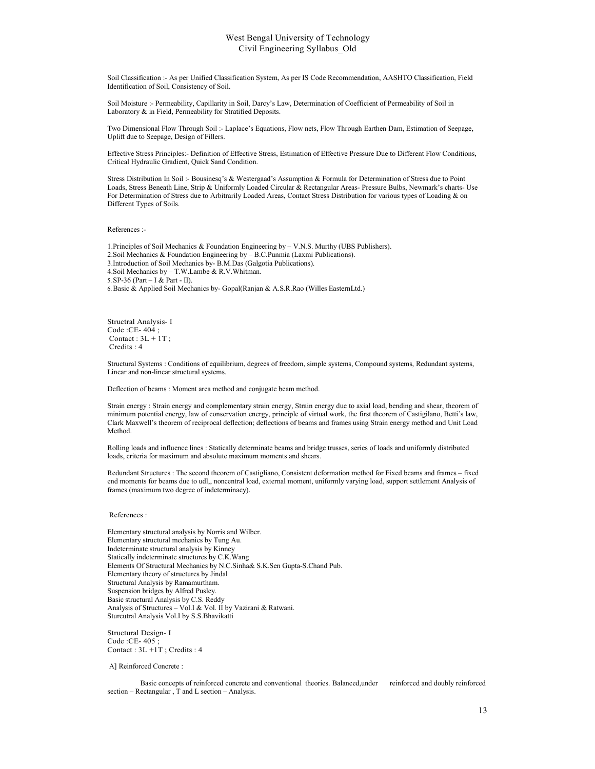Soil Classification :- As per Unified Classification System, As per IS Code Recommendation, AASHTO Classification, Field Identification of Soil, Consistency of Soil.

Soil Moisture :- Permeability, Capillarity in Soil, Darcy's Law, Determination of Coefficient of Permeability of Soil in Laboratory & in Field, Permeability for Stratified Deposits.

Two Dimensional Flow Through Soil :- Laplace's Equations, Flow nets, Flow Through Earthen Dam, Estimation of Seepage, Uplift due to Seepage, Design of Fillers.

Effective Stress Principles:- Definition of Effective Stress, Estimation of Effective Pressure Due to Different Flow Conditions, Critical Hydraulic Gradient, Quick Sand Condition.

Stress Distribution In Soil :- Bousinesq's & Westergaad's Assumption & Formula for Determination of Stress due to Point Loads, Stress Beneath Line, Strip & Uniformly Loaded Circular & Rectangular Areas- Pressure Bulbs, Newmark's charts- Use For Determination of Stress due to Arbitrarily Loaded Areas, Contact Stress Distribution for various types of Loading & on Different Types of Soils.

References :-

1. Principles of Soil Mechanics & Foundation Engineering by – V.N.S. Murthy (UBS Publishers).
2. Soil Mechanics & Foundation Engineering by – B.C.Punmia (Laxmi Publications).
3. Introduction of Soil Mechanics by- B.M.Das (Galgotia Publications).
4. Soil Mechanics by – T.W.Lambe & R.V.Whitman.
5. SP-36 (Part – I & Part - II).
6. Basic & Applied Soil Mechanics by- Gopal(Ranjan & A.S.R.Rao (Willes EasternLtd.)

## Structral Analysis- I

Code :CE- 404 ;
Contact : 3L + 1T ;
Credits : 4

Structural Systems : Conditions of equilibrium, degrees of freedom, simple systems, Compound systems, Redundant systems, Linear and non-linear structural systems.

Deflection of beams : Moment area method and conjugate beam method.

Strain energy : Strain energy and complementary strain energy, Strain energy due to axial load, bending and shear, theorem of minimum potential energy, law of conservation energy, principle of virtual work, the first theorem of Castigilano, Betti's law, Clark Maxwell's theorem of reciprocal deflection; deflections of beams and frames using Strain energy method and Unit Load Method.

Rolling loads and influence lines : Statically determinate beams and bridge trusses, series of loads and uniformly distributed loads, criteria for maximum and absolute maximum moments and shears.

Redundant Structures : The second theorem of Castigliano, Consistent deformation method for Fixed beams and frames – fixed end moments for beams due to udl,, noncentral load, external moment, uniformly varying load, support settlement Analysis of frames (maximum two degree of indeterminacy).

References :

Elementary structural analysis by Norris and Wilber.
Elementary structural mechanics by Tung Au.
Indeterminate structural analysis by Kinney
Statically indeterminate structures by C.K.Wang
Elements Of Structural Mechanics by N.C.Sinha& S.K.Sen Gupta-S.Chand Pub.
Elementary theory of structures by Jindal
Structural Analysis by Ramamurtham.
Suspension bridges by Alfred Pusley.
Basic structural Analysis by C.S. Reddy
Analysis of Structures – Vol.I & Vol. II by Vazirani & Ratwani.
Sturcutral Analysis Vol.I by S.S.Bhavikatti

## Structural Design- I

Code :CE- 405 ;
Contact : 3L +1T ; Credits : 4

A] Reinforced Concrete :

Basic concepts of reinforced concrete and conventional theories. Balanced,under reinforced and doubly reinforced section – Rectangular , T and L section – Analysis.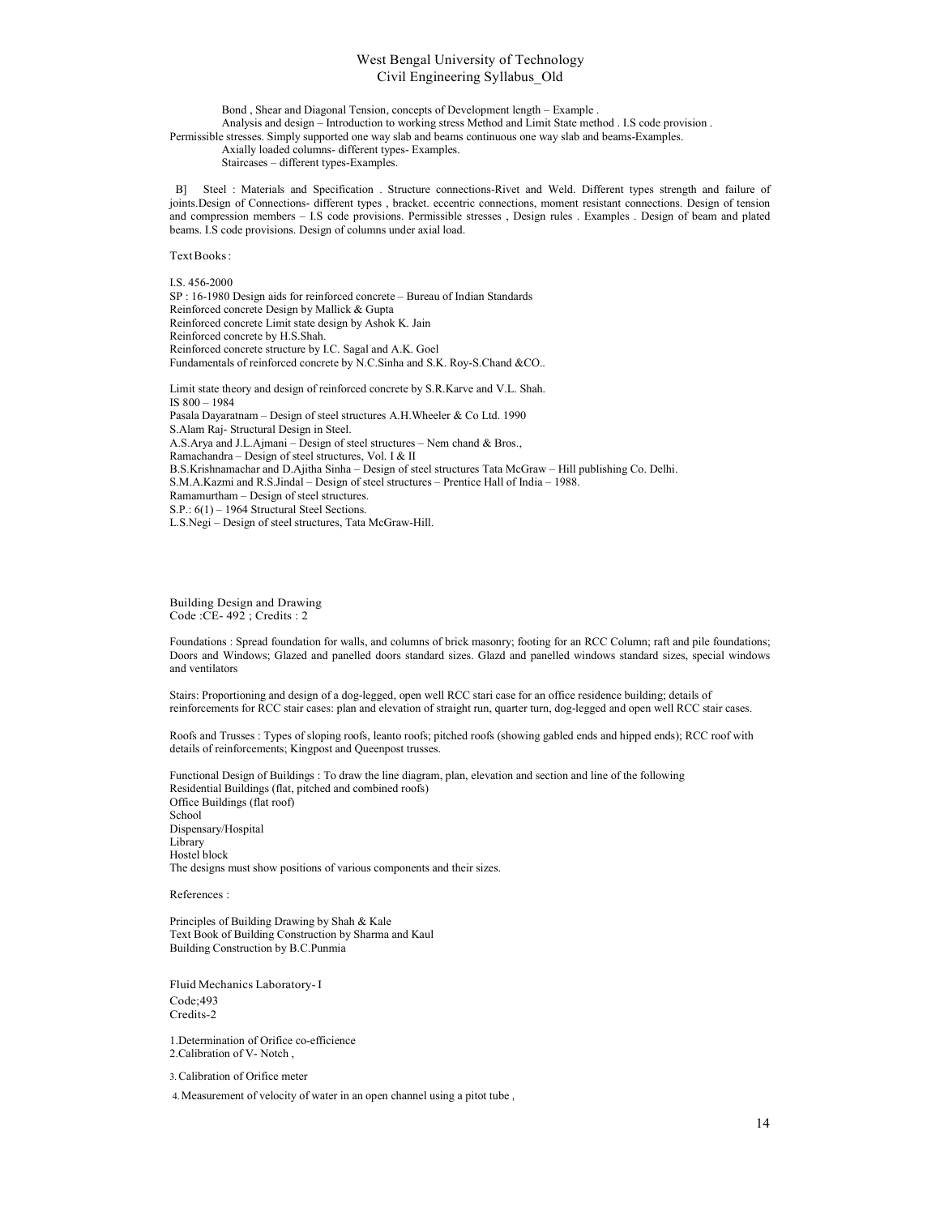Bond , Shear and Diagonal Tension, concepts of Development length – Example .

Analysis and design – Introduction to working stress Method and Limit State method . I.S code provision . Permissible stresses. Simply supported one way slab and beams continuous one way slab and beams-Examples.

Axially loaded columns- different types- Examples.

Staircases – different types-Examples.

B] Steel : Materials and Specification . Structure connections-Rivet and Weld. Different types strength and failure of joints.Design of Connections- different types , bracket. eccentric connections, moment resistant connections. Design of tension and compression members – I.S code provisions. Permissible stresses , Design rules . Examples . Design of beam and plated beams. I.S code provisions. Design of columns under axial load.

Text Books:

I.S. 456-2000
SP : 16-1980 Design aids for reinforced concrete – Bureau of Indian Standards
Reinforced concrete Design by Mallick & Gupta
Reinforced concrete Limit state design by Ashok K. Jain
Reinforced concrete by H.S.Shah.
Reinforced concrete structure by I.C. Sagal and A.K. Goel
Fundamentals of reinforced concrete by N.C.Sinha and S.K. Roy-S.Chand &CO..

Limit state theory and design of reinforced concrete by S.R.Karve and V.L. Shah.
IS 800 – 1984
Pasala Dayaratnam – Design of steel structures A.H.Wheeler & Co Ltd. 1990
S.Alam Raj- Structural Design in Steel.
A.S.Arya and J.L.Ajmani – Design of steel structures – Nem chand & Bros.,
Ramachandra – Design of steel structures, Vol. I & II
B.S.Krishnamachar and D.Ajitha Sinha – Design of steel structures Tata McGraw – Hill publishing Co. Delhi.
S.M.A.Kazmi and R.S.Jindal – Design of steel structures – Prentice Hall of India – 1988.
Ramamurtham – Design of steel structures.
S.P.: 6(1) – 1964 Structural Steel Sections.
L.S.Negi – Design of steel structures, Tata McGraw-Hill.

## Building Design and Drawing
Code :CE- 492 ; Credits : 2

Foundations : Spread foundation for walls, and columns of brick masonry; footing for an RCC Column; raft and pile foundations; Doors and Windows; Glazed and panelled doors standard sizes. Glazd and panelled windows standard sizes, special windows and ventilators

Stairs: Proportioning and design of a dog-legged, open well RCC stari case for an office residence building; details of reinforcements for RCC stair cases: plan and elevation of straight run, quarter turn, dog-legged and open well RCC stair cases.

Roofs and Trusses : Types of sloping roofs, leanto roofs; pitched roofs (showing gabled ends and hipped ends); RCC roof with details of reinforcements; Kingpost and Queenpost trusses.

Functional Design of Buildings : To draw the line diagram, plan, elevation and section and line of the following
Residential Buildings (flat, pitched and combined roofs)
Office Buildings (flat roof)
School
Dispensary/Hospital
Library
Hostel block
The designs must show positions of various components and their sizes.

References :

Principles of Building Drawing by Shah & Kale
Text Book of Building Construction by Sharma and Kaul
Building Construction by B.C.Punmia

## Fluid Mechanics Laboratory- I
Code;493
Credits-2

1. Determination of Orifice co-efficience
2. Calibration of V- Notch ,
3. Calibration of Orifice meter
4. Measurement of velocity of water in an open channel using a pitot tube ,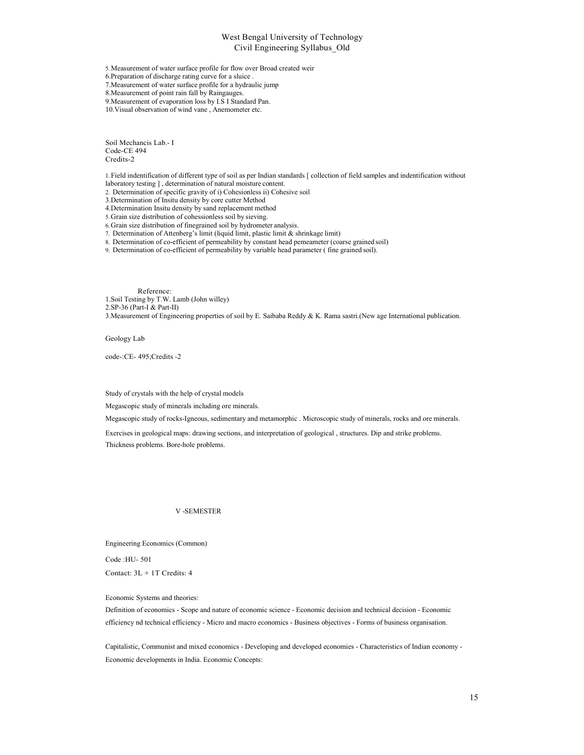5. Measurement of water surface profile for flow over Broad created weir
6. Preparation of discharge rating curve for a sluice .
7. Measurement of water surface profile for a hydraulic jump
8. Measurement of point rain fall by Raingauges.
9. Measurement of evaporation loss by I.S I Standard Pan.
10. Visual observation of wind vane , Anemometer etc.

Soil Mechancis Lab.- I
Code-CE 494
Credits-2

1. Field indentification of different type of soil as per Indian standards [ collection of field samples and indentification without laboratory testing ] , determination of natural moisture content.
2. Determination of specific gravity of i) Cohesionless ii) Cohesive soil
3. Determination of Insitu density by core cutter Method
4. Determination Insitu density by sand replacement method
5. Grain size distribution of cohessionless soil by sieving.
6. Grain size distribution of finegrained soil by hydrometer analysis.
7. Determination of Attenberg's limit (liquid limit, plastic limit & shrinkage limit)
8. Determination of co-efficient of permeability by constant head pemeameter (coarse grained soil)
9. Determination of co-efficient of permeability by variable head parameter ( fine grained soil).

Reference:
1. Soil Testing by T.W. Lamb (John willey)
2. SP-36 (Part-I & Part-II)
3. Measurement of Engineering properties of soil by E. Saibaba Reddy & K. Rama sastri.(New age International publication.

Geology Lab

code-:CE- 495;Credits -2

Study of crystals with the help of crystal models

Megascopic study of minerals including ore minerals.

Megascopic study of rocks-Igneous, sedimentary and metamorphic . Microscopic study of minerals, rocks and ore minerals.

Exercises in geological maps: drawing sections, and interpretation of geological , structures. Dip and strike problems.

Thickness problems. Bore-hole problems.

## V -SEMESTER

Engineering Economics (Common)

Code :HU- 501

Contact: 3L + 1T Credits: 4

Economic Systems and theories:

Definition of economics - Scope and nature of economic science - Economic decision and technical decision - Economic efficiency nd technical efficiency - Micro and macro economics - Business objectives - Forms of business organisation.

Capitalistic, Communist and mixed economics - Developing and developed economies - Characteristics of Indian economy - Economic developments in India. Economic Concepts: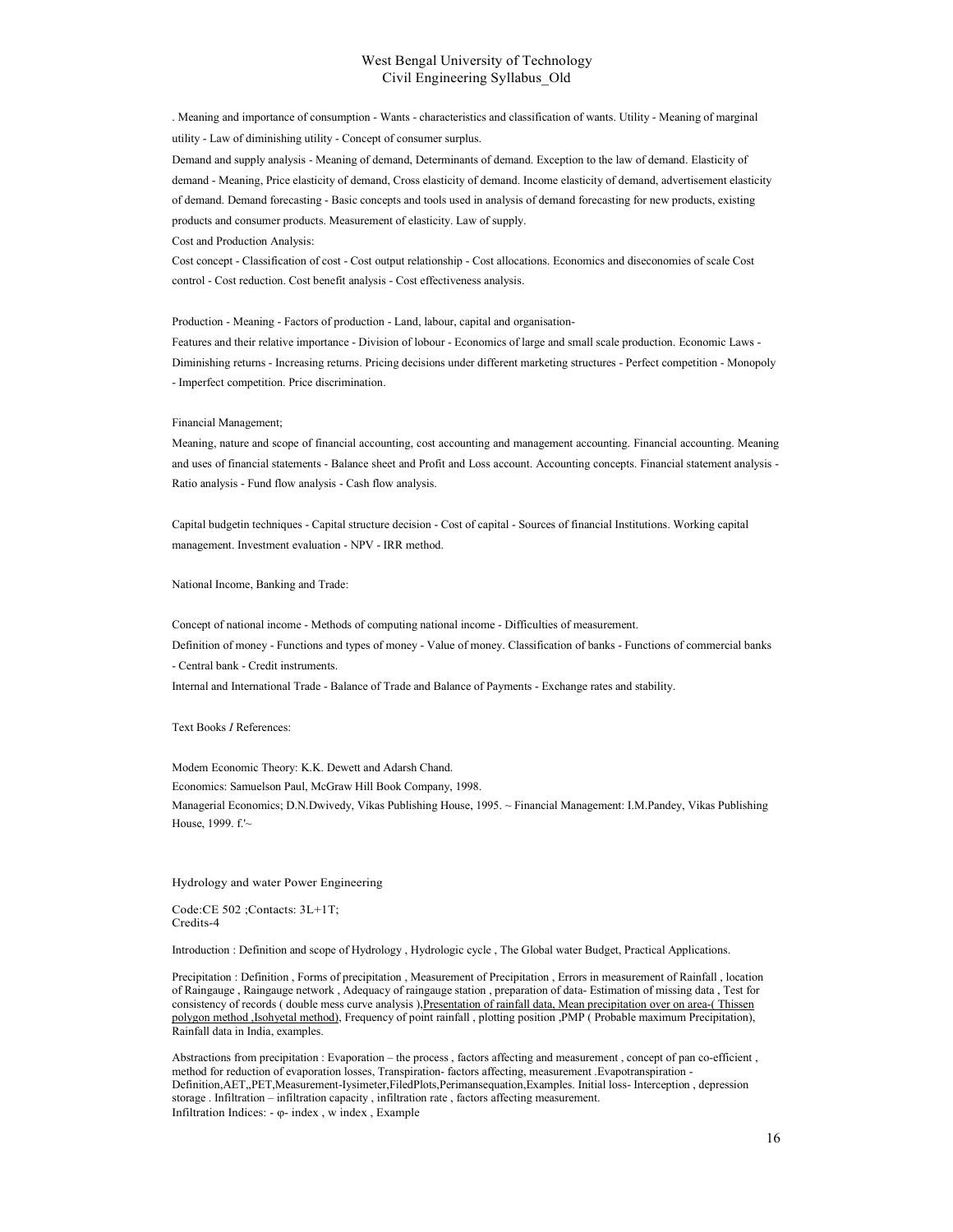. Meaning and importance of consumption - Wants - characteristics and classification of wants. Utility - Meaning of marginal utility - Law of diminishing utility - Concept of consumer surplus.

Demand and supply analysis - Meaning of demand, Determinants of demand. Exception to the law of demand. Elasticity of demand - Meaning, Price elasticity of demand, Cross elasticity of demand. Income elasticity of demand, advertisement elasticity of demand. Demand forecasting - Basic concepts and tools used in analysis of demand forecasting for new products, existing products and consumer products. Measurement of elasticity. Law of supply.

Cost and Production Analysis:

Cost concept - Classification of cost - Cost output relationship - Cost allocations. Economics and diseconomies of scale Cost control - Cost reduction. Cost benefit analysis - Cost effectiveness analysis.

Production - Meaning - Factors of production - Land, labour, capital and organisation-

Features and their relative importance - Division of lobour - Economics of large and small scale production. Economic Laws - Diminishing returns - Increasing returns. Pricing decisions under different marketing structures - Perfect competition - Monopoly - Imperfect competition. Price discrimination.

Financial Management;

Meaning, nature and scope of financial accounting, cost accounting and management accounting. Financial accounting. Meaning and uses of financial statements - Balance sheet and Profit and Loss account. Accounting concepts. Financial statement analysis - Ratio analysis - Fund flow analysis - Cash flow analysis.

Capital budgetin techniques - Capital structure decision - Cost of capital - Sources of financial Institutions. Working capital management. Investment evaluation - NPV - IRR method.

National Income, Banking and Trade:

Concept of national income - Methods of computing national income - Difficulties of measurement.

Definition of money - Functions and types of money - Value of money. Classification of banks - Functions of commercial banks - Central bank - Credit instruments.

Internal and International Trade - Balance of Trade and Balance of Payments - Exchange rates and stability.

Text Books *I* References:

Modem Economic Theory: K.K. Dewett and Adarsh Chand.

Economics: Samuelson Paul, McGraw Hill Book Company, 1998.

Managerial Economics; D.N.Dwivedy, Vikas Publishing House, 1995. ~ Financial Management: I.M.Pandey, Vikas Publishing House, 1999. f.'~

## Hydrology and water Power Engineering

Code:CE 502 ;Contacts: 3L+1T;
Credits-4

Introduction : Definition and scope of Hydrology , Hydrologic cycle , The Global water Budget, Practical Applications.

Precipitation : Definition , Forms of precipitation , Measurement of Precipitation , Errors in measurement of Rainfall , location of Raingauge , Raingauge network , Adequacy of raingauge station , preparation of data- Estimation of missing data , Test for consistency of records ( double mess curve analysis ),<u>Presentation of rainfall data, Mean precipitation over on area-( Thissen polygon method ,Isohyetal method)</u>, Frequency of point rainfall , plotting position ,PMP ( Probable maximum Precipitation), Rainfall data in India, examples.

Abstractions from precipitation : Evaporation – the process , factors affecting and measurement , concept of pan co-efficient , method for reduction of evaporation losses, Transpiration- factors affecting, measurement .Evapotranspiration - Definition,AET,,PET,Measurement-lysimeter,FiledPlots,Perimansequation,Examples. Initial loss- Interception , depression storage . Infiltration – infiltration capacity , infiltration rate , factors affecting measurement.

Infiltration Indices: - φ- index , w index , Example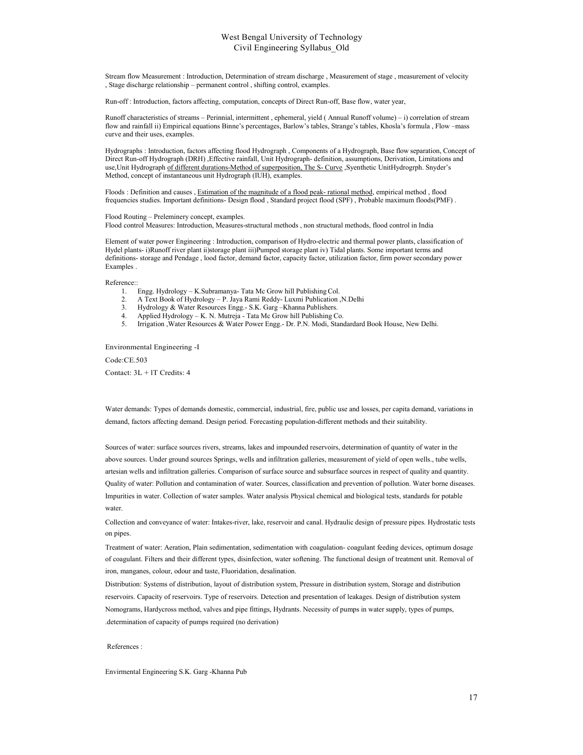Stream flow Measurement : Introduction, Determination of stream discharge , Measurement of stage , measurement of velocity , Stage discharge relationship – permanent control , shifting control, examples.

Run-off : Introduction, factors affecting, computation, concepts of Direct Run-off, Base flow, water year,

Runoff characteristics of streams – Perinnial, intermittent , ephemeral, yield ( Annual Runoff volume) – i) correlation of stream flow and rainfall ii) Empirical equations Binne's percentages, Barlow's tables, Strange's tables, Khosla's formula , Flow –mass curve and their uses, examples.

Hydrographs : Introduction, factors affecting flood Hydrograph , Components of a Hydrograph, Base flow separation, Concept of Direct Run-off Hydrograph (DRH) ,Effective rainfall, Unit Hydrograph- definition, assumptions, Derivation, Limitations and use,Unit Hydrograph of different durations-Method of superposition, The S- Curve ,Syenthetic UnitHydrogrph. Snyder's Method, concept of instantaneous unit Hydrograph (IUH), examples.

Floods : Definition and causes , Estimation of the magnitude of a flood peak- rational method, empirical method , flood frequencies studies. Important definitions- Design flood , Standard project flood (SPF) , Probable maximum floods(PMF) .

Flood Routing – Preleminery concept, examples.
Flood control Measures: Introduction, Measures-structural methods , non structural methods, flood control in India

Element of water power Engineering : Introduction, comparison of Hydro-electric and thermal power plants, classification of Hydel plants- i)Runoff river plant ii)storage plant iii)Pumped storage plant iv) Tidal plants. Some important terms and definitions- storage and Pendage , lood factor, demand factor, capacity factor, utilization factor, firm power secondary power Examples .

Reference::

1. Engg. Hydrology – K.Subramanya- Tata Mc Grow hill Publishing Col.
2. A Text Book of Hydrology – P. Jaya Rami Reddy- Luxmi Publication ,N.Delhi
3. Hydrology & Water Resources Engg.- S.K. Garg –Khanna Publishers.
4. Applied Hydrology – K. N. Mutreja - Tata Mc Grow hill Publishing Co.
5. Irrigation ,Water Resources & Water Power Engg.- Dr. P.N. Modi, Standardard Book House, New Delhi.

## Environmental Engineering -I

Code:CE.503

Contact: 3L + lT Credits: 4

Water demands: Types of demands domestic, commercial, industrial, fire, public use and losses, per capita demand, variations in demand, factors affecting demand. Design period. Forecasting population-different methods and their suitability.

Sources of water: surface sources rivers, streams, lakes and impounded reservoirs, determination of quantity of water in the above sources. Under ground sources Springs, wells and infiltration galleries, measurement of yield of open wells., tube wells, artesian wells and infiltration galleries. Comparison of surface source and subsurface sources in respect of quality and quantity. Quality of water: Pollution and contamination of water. Sources, classification and prevention of pollution. Water borne diseases. Impurities in water. Collection of water samples. Water analysis Physical chemical and biological tests, standards for potable water.

Collection and conveyance of water: Intakes-river, lake, reservoir and canal. Hydraulic design of pressure pipes. Hydrostatic tests on pipes.

Treatment of water: Aeration, Plain sedimentation, sedimentation with coagulation- coagulant feeding devices, optimum dosage of coagulant. Filters and their different types, disinfection, water softening. The functional design of treatment unit. Removal of iron, manganes, colour, odour and taste, Fluoridation, desalination.

Distribution: Systems of distribution, layout of distribution system, Pressure in distribution system, Storage and distribution reservoirs. Capacity of reservoirs. Type of reservoirs. Detection and presentation of leakages. Design of distribution system Nomograms, Hardycross method, valves and pipe fittings, Hydrants. Necessity of pumps in water supply, types of pumps, .determination of capacity of pumps required (no derivation)

References :

Envirmental Engineering S.K. Garg -Khanna Pub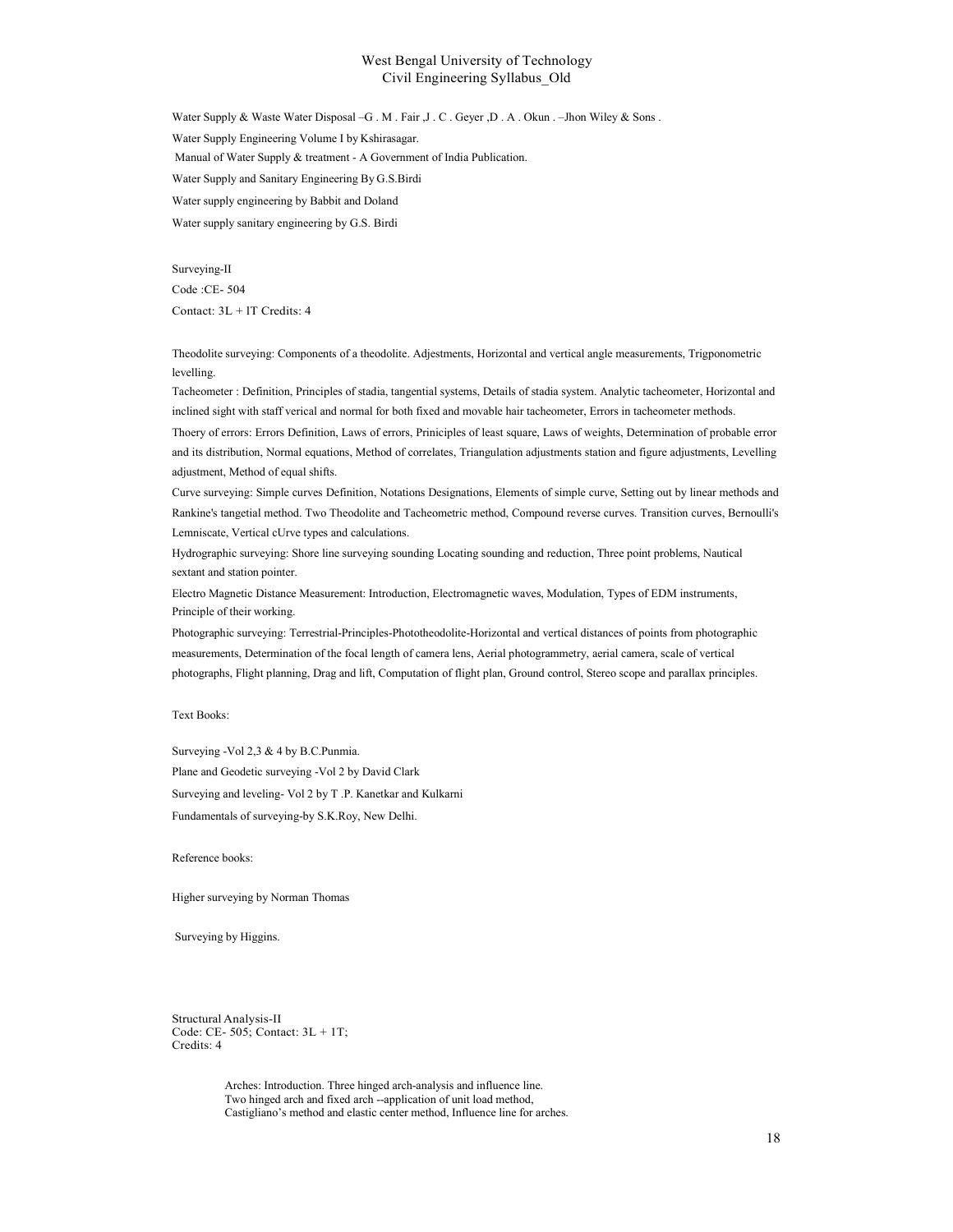Water Supply & Waste Water Disposal –G . M . Fair ,J . C . Geyer ,D . A . Okun . –Jhon Wiley & Sons .

Water Supply Engineering Volume I by Kshirasagar.

Manual of Water Supply & treatment - A Government of India Publication.

Water Supply and Sanitary Engineering By G.S.Birdi

Water supply engineering by Babbit and Doland

Water supply sanitary engineering by G.S. Birdi

## Surveying-II

Code :CE- 504

Contact: 3L + lT Credits: 4

Theodolite surveying: Components of a theodolite. Adjestments, Horizontal and vertical angle measurements, Trigponometric levelling.

Tacheometer : Definition, Principles of stadia, tangential systems, Details of stadia system. Analytic tacheometer, Horizontal and inclined sight with staff verical and normal for both fixed and movable hair tacheometer, Errors in tacheometer methods.

Thoery of errors: Errors Definition, Laws of errors, Priniciples of least square, Laws of weights, Determination of probable error and its distribution, Normal equations, Method of correlates, Triangulation adjustments station and figure adjustments, Levelling adjustment, Method of equal shifts.

Curve surveying: Simple curves Definition, Notations Designations, Elements of simple curve, Setting out by linear methods and Rankine's tangetial method. Two Theodolite and Tacheometric method, Compound reverse curves. Transition curves, Bernoulli's Lemniscate, Vertical cUrve types and calculations.

Hydrographic surveying: Shore line surveying sounding Locating sounding and reduction, Three point problems, Nautical sextant and station pointer.

Electro Magnetic Distance Measurement: Introduction, Electromagnetic waves, Modulation, Types of EDM instruments, Principle of their working.

Photographic surveying: Terrestrial-Principles-Phototheodolite-Horizontal and vertical distances of points from photographic measurements, Determination of the focal length of camera lens, Aerial photogrammetry, aerial camera, scale of vertical photographs, Flight planning, Drag and lift, Computation of flight plan, Ground control, Stereo scope and parallax principles.

Text Books:

Surveying -Vol 2,3 & 4 by B.C.Punmia.

Plane and Geodetic surveying -Vol 2 by David Clark

Surveying and leveling- Vol 2 by T .P. Kanetkar and Kulkarni

Fundamentals of surveying-by S.K.Roy, New Delhi.

Reference books:

Higher surveying by Norman Thomas

Surveying by Higgins.

## Structural Analysis-II

Code: CE- 505; Contact: 3L + 1T;
Credits: 4

Arches: Introduction. Three hinged arch-analysis and influence line.
Two hinged arch and fixed arch --application of unit load method,
Castigliano's method and elastic center method, Influence line for arches.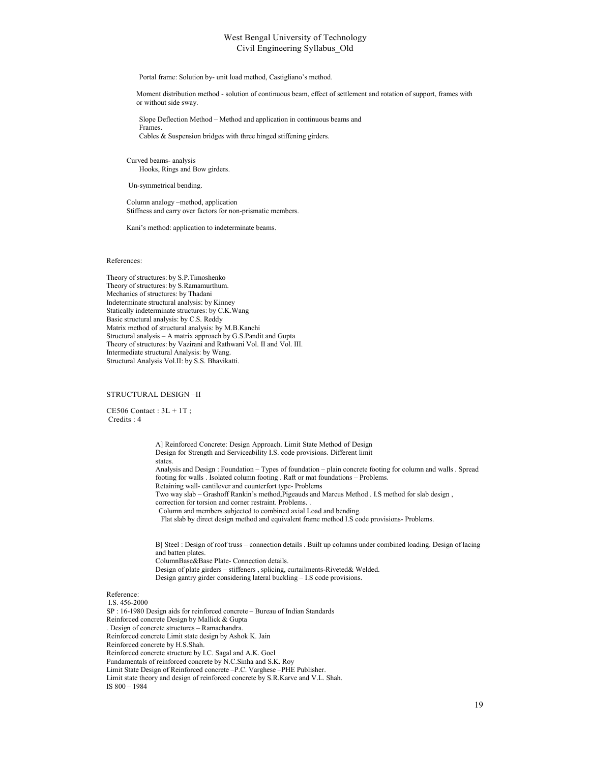Portal frame: Solution by- unit load method, Castigliano's method.

Moment distribution method - solution of continuous beam, effect of settlement and rotation of support, frames with or without side sway.

Slope Deflection Method – Method and application in continuous beams and Frames.
Cables & Suspension bridges with three hinged stiffening girders.

Curved beams- analysis
Hooks, Rings and Bow girders.

Un-symmetrical bending.

Column analogy –method, application
Stiffness and carry over factors for non-prismatic members.

Kani's method: application to indeterminate beams.

References:

Theory of structures: by S.P.Timoshenko
Theory of structures: by S.Ramamurthum.
Mechanics of structures: by Thadani
Indeterminate structural analysis: by Kinney
Statically indeterminate structures: by C.K.Wang
Basic structural analysis: by C.S. Reddy
Matrix method of structural analysis: by M.B.Kanchi
Structural analysis – A matrix approach by G.S.Pandit and Gupta
Theory of structures: by Vazirani and Rathwani Vol. II and Vol. III.
Intermediate structural Analysis: by Wang.
Structural Analysis Vol.II: by S.S. Bhavikatti.

## STRUCTURAL DESIGN –II

CE506 Contact : 3L + 1T ;
Credits : 4

A] Reinforced Concrete: Design Approach. Limit State Method of Design
Design for Strength and Serviceability I.S. code provisions. Different limit states.
Analysis and Design : Foundation – Types of foundation – plain concrete footing for column and walls . Spread footing for walls . Isolated column footing . Raft or mat foundations – Problems.
Retaining wall- cantilever and counterfort type- Problems
Two way slab – Grashoff Rankin's method,Pigeauds and Marcus Method . I.S method for slab design , correction for torsion and corner restraint. Problems. .
Column and members subjected to combined axial Load and bending.
Flat slab by direct design method and equivalent frame method I.S code provisions- Problems.

B] Steel : Design of roof truss – connection details . Built up columns under combined loading. Design of lacing and batten plates.
ColumnBase&Base Plate- Connection details.
Design of plate girders – stiffeners , splicing, curtailments-Riveted& Welded.
Design gantry girder considering lateral buckling – I.S code provisions.

Reference:
I.S. 456-2000
SP : 16-1980 Design aids for reinforced concrete – Bureau of Indian Standards
Reinforced concrete Design by Mallick & Gupta
. Design of concrete structures – Ramachandra.
Reinforced concrete Limit state design by Ashok K. Jain
Reinforced concrete by H.S.Shah.
Reinforced concrete structure by I.C. Sagal and A.K. Goel
Fundamentals of reinforced concrete by N.C.Sinha and S.K. Roy
Limit State Design of Reinforced concrete –P.C. Varghese –PHE Publisher.
Limit state theory and design of reinforced concrete by S.R.Karve and V.L. Shah.
IS 800 – 1984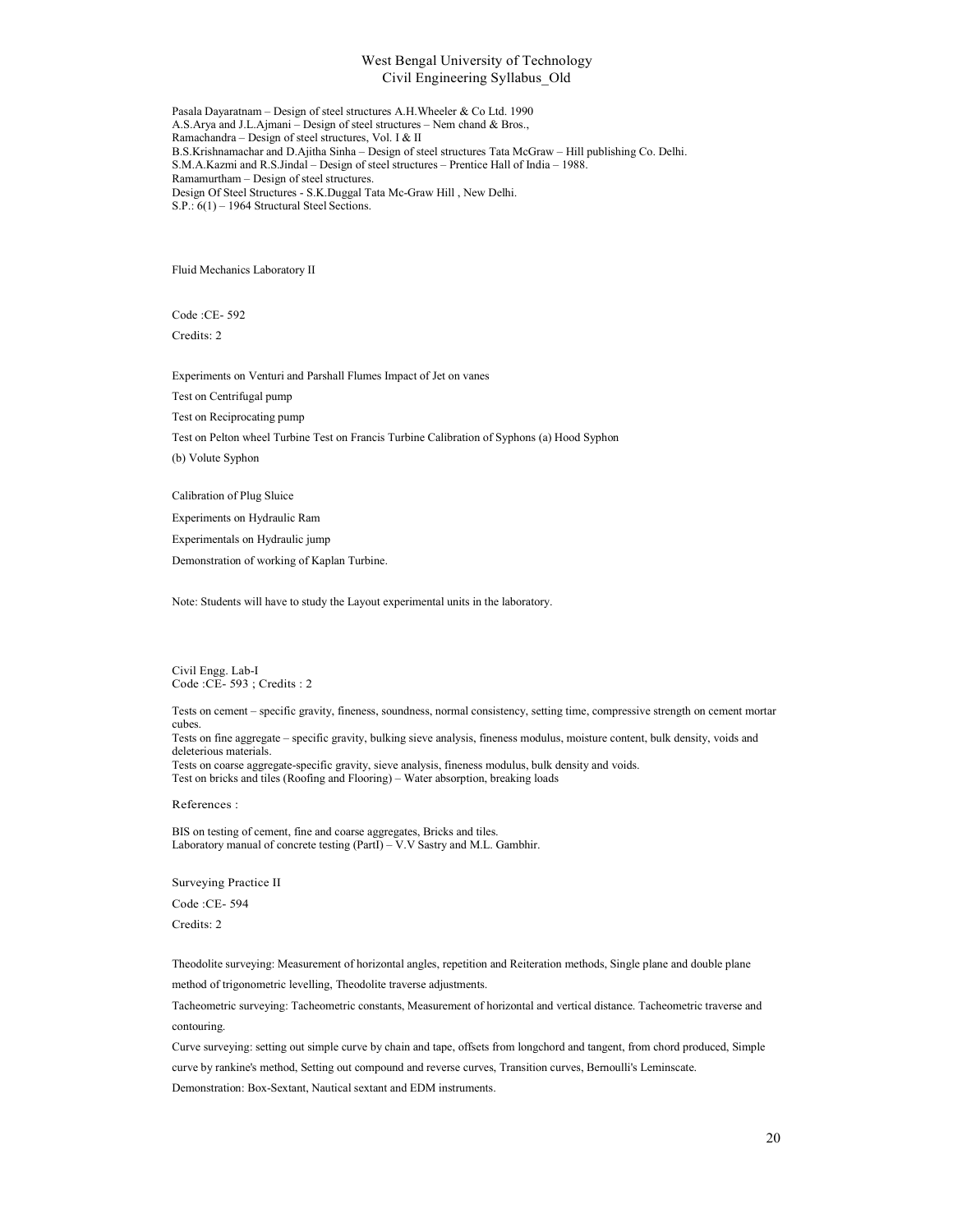Pasala Dayaratnam – Design of steel structures A.H.Wheeler & Co Ltd. 1990
A.S.Arya and J.L.Ajmani – Design of steel structures – Nem chand & Bros.,
Ramachandra – Design of steel structures, Vol. I & II
B.S.Krishnamachar and D.Ajitha Sinha – Design of steel structures Tata McGraw – Hill publishing Co. Delhi.
S.M.A.Kazmi and R.S.Jindal – Design of steel structures – Prentice Hall of India – 1988.
Ramamurtham – Design of steel structures.
Design Of Steel Structures - S.K.Duggal Tata Mc-Graw Hill , New Delhi.
S.P.: 6(1) – 1964 Structural Steel Sections.

## Fluid Mechanics Laboratory II

Code :CE- 592

Credits: 2

Experiments on Venturi and Parshall Flumes Impact of Jet on vanes

Test on Centrifugal pump

Test on Reciprocating pump

Test on Pelton wheel Turbine Test on Francis Turbine Calibration of Syphons (a) Hood Syphon

(b) Volute Syphon

Calibration of Plug Sluice

Experiments on Hydraulic Ram

Experimentals on Hydraulic jump

Demonstration of working of Kaplan Turbine.

Note: Students will have to study the Layout experimental units in the laboratory.

## Civil Engg. Lab-I

Code :CE- 593 ; Credits : 2

Tests on cement – specific gravity, fineness, soundness, normal consistency, setting time, compressive strength on cement mortar cubes.
Tests on fine aggregate – specific gravity, bulking sieve analysis, fineness modulus, moisture content, bulk density, voids and deleterious materials.
Tests on coarse aggregate-specific gravity, sieve analysis, fineness modulus, bulk density and voids.
Test on bricks and tiles (Roofing and Flooring) – Water absorption, breaking loads

References :

BIS on testing of cement, fine and coarse aggregates, Bricks and tiles.
Laboratory manual of concrete testing (PartI) – V.V Sastry and M.L. Gambhir.

## Surveying Practice II

Code :CE- 594

Credits: 2

Theodolite surveying: Measurement of horizontal angles, repetition and Reiteration methods, Single plane and double plane method of trigonometric levelling, Theodolite traverse adjustments.

Tacheometric surveying: Tacheometric constants, Measurement of horizontal and vertical distance. Tacheometric traverse and contouring.

Curve surveying: setting out simple curve by chain and tape, offsets from longchord and tangent, from chord produced, Simple curve by rankine's method, Setting out compound and reverse curves, Transition curves, Bernoulli's Leminscate.

Demonstration: Box-Sextant, Nautical sextant and EDM instruments.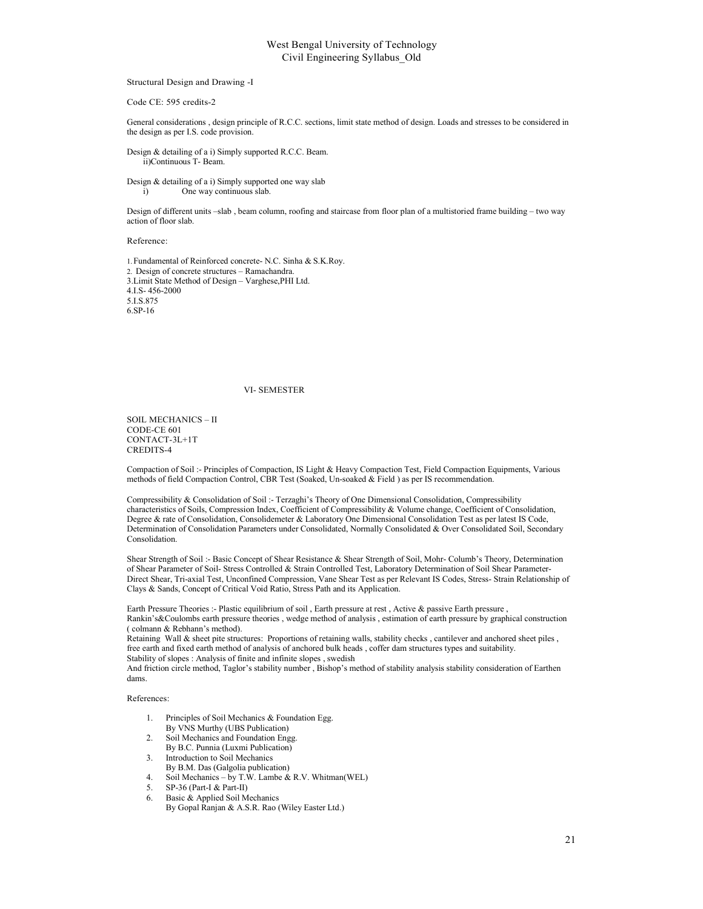Structural Design and Drawing -I

Code CE: 595 credits-2

General considerations , design principle of R.C.C. sections, limit state method of design. Loads and stresses to be considered in the design as per I.S. code provision.

Design & detailing of a i) Simply supported R.C.C. Beam.
ii)Continuous T- Beam.

Design & detailing of a i) Simply supported one way slab
i) One way continuous slab.

Design of different units –slab , beam column, roofing and staircase from floor plan of a multistoried frame building – two way action of floor slab.

Reference:

1. Fundamental of Reinforced concrete- N.C. Sinha & S.K.Roy.
2. Design of concrete structures – Ramachandra.
3. Limit State Method of Design – Varghese,PHI Ltd.
4. I.S- 456-2000
5. I.S.875
6. SP-16

## VI- SEMESTER

SOIL MECHANICS – II
CODE-CE 601
CONTACT-3L+1T
CREDITS-4

Compaction of Soil :- Principles of Compaction, IS Light & Heavy Compaction Test, Field Compaction Equipments, Various methods of field Compaction Control, CBR Test (Soaked, Un-soaked & Field ) as per IS recommendation.

Compressibility & Consolidation of Soil :- Terzaghi's Theory of One Dimensional Consolidation, Compressibility characteristics of Soils, Compression Index, Coefficient of Compressibility & Volume change, Coefficient of Consolidation, Degree & rate of Consolidation, Consolidemeter & Laboratory One Dimensional Consolidation Test as per latest IS Code, Determination of Consolidation Parameters under Consolidated, Normally Consolidated & Over Consolidated Soil, Secondary Consolidation.

Shear Strength of Soil :- Basic Concept of Shear Resistance & Shear Strength of Soil, Mohr- Columb's Theory, Determination of Shear Parameter of Soil- Stress Controlled & Strain Controlled Test, Laboratory Determination of Soil Shear Parameter- Direct Shear, Tri-axial Test, Unconfined Compression, Vane Shear Test as per Relevant IS Codes, Stress- Strain Relationship of Clays & Sands, Concept of Critical Void Ratio, Stress Path and its Application.

Earth Pressure Theories :- Plastic equilibrium of soil , Earth pressure at rest , Active & passive Earth pressure , Rankin's&Coulombs earth pressure theories , wedge method of analysis , estimation of earth pressure by graphical construction ( colmann & Rebhann's method).
Retaining Wall & sheet pite structures: Proportions of retaining walls, stability checks , cantilever and anchored sheet piles , free earth and fixed earth method of analysis of anchored bulk heads , coffer dam structures types and suitability.
Stability of slopes : Analysis of finite and infinite slopes , swedish
And friction circle method, Taglor's stability number , Bishop's method of stability analysis stability consideration of Earthen dams.

References:

1. Principles of Soil Mechanics & Foundation Egg.
   By VNS Murthy (UBS Publication)
2. Soil Mechanics and Foundation Engg.
   By B.C. Punnia (Luxmi Publication)
3. Introduction to Soil Mechanics
   By B.M. Das (Galgolia publication)
4. Soil Mechanics – by T.W. Lambe & R.V. Whitman(WEL)
5. SP-36 (Part-I & Part-II)
6. Basic & Applied Soil Mechanics
   By Gopal Ranjan & A.S.R. Rao (Wiley Easter Ltd.)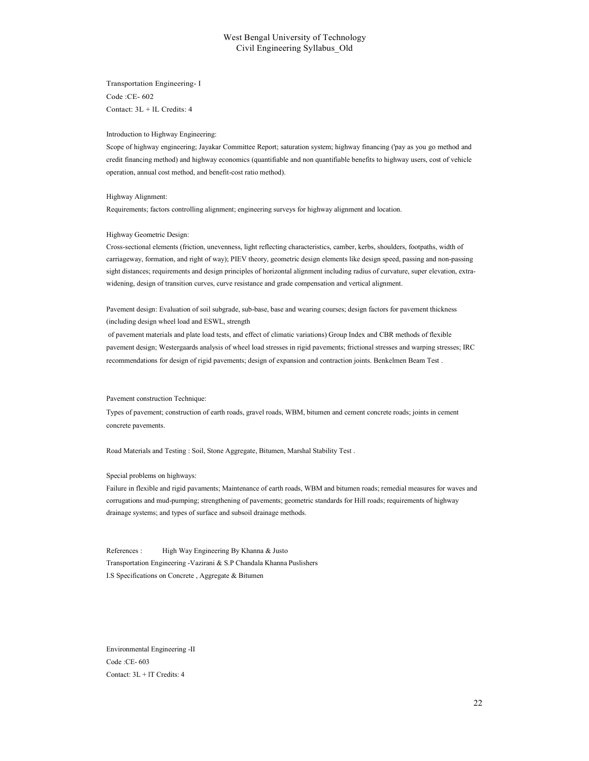Transportation Engineering- I
Code :CE- 602
Contact: 3L + lL Credits: 4

Introduction to Highway Engineering:
Scope of highway engineering; Jayakar Committee Report; saturation system; highway financing ('pay as you go method and credit financing method) and highway economics (quantifiable and non quantifiable benefits to highway users, cost of vehicle operation, annual cost method, and benefit-cost ratio method).

Highway Alignment:
Requirements; factors controlling alignment; engineering surveys for highway alignment and location.

Highway Geometric Design:
Cross-sectional elements (friction, unevenness, light reflecting characteristics, camber, kerbs, shoulders, footpaths, width of carriageway, formation, and right of way); PIEV theory, geometric design elements like design speed, passing and non-passing sight distances; requirements and design principles of horizontal alignment including radius of curvature, super elevation, extra-widening, design of transition curves, curve resistance and grade compensation and vertical alignment.

Pavement design: Evaluation of soil subgrade, sub-base, base and wearing courses; design factors for pavement thickness (including design wheel load and ESWL, strength
of pavement materials and plate load tests, and effect of climatic variations) Group Index and CBR methods of flexible pavement design; Westergaards analysis of wheel load stresses in rigid pavements; frictional stresses and warping stresses; IRC recommendations for design of rigid pavements; design of expansion and contraction joints. Benkelmen Beam Test .

Pavement construction Technique:
Types of pavement; construction of earth roads, gravel roads, WBM, bitumen and cement concrete roads; joints in cement concrete pavements.

Road Materials and Testing : Soil, Stone Aggregate, Bitumen, Marshal Stability Test .

Special problems on highways:
Failure in flexible and rigid pavaments; Maintenance of earth roads, WBM and bitumen roads; remedial measures for waves and corrugations and mud-pumping; strengthening of pavements; geometric standards for Hill roads; requirements of highway drainage systems; and types of surface and subsoil drainage methods.

References : High Way Engineering By Khanna & Justo
Transportation Engineering -Vazirani & S.P Chandala Khanna Puslishers
I.S Specifications on Concrete , Aggregate & Bitumen

Environmental Engineering -II
Code :CE- 603
Contact: 3L + lT Credits: 4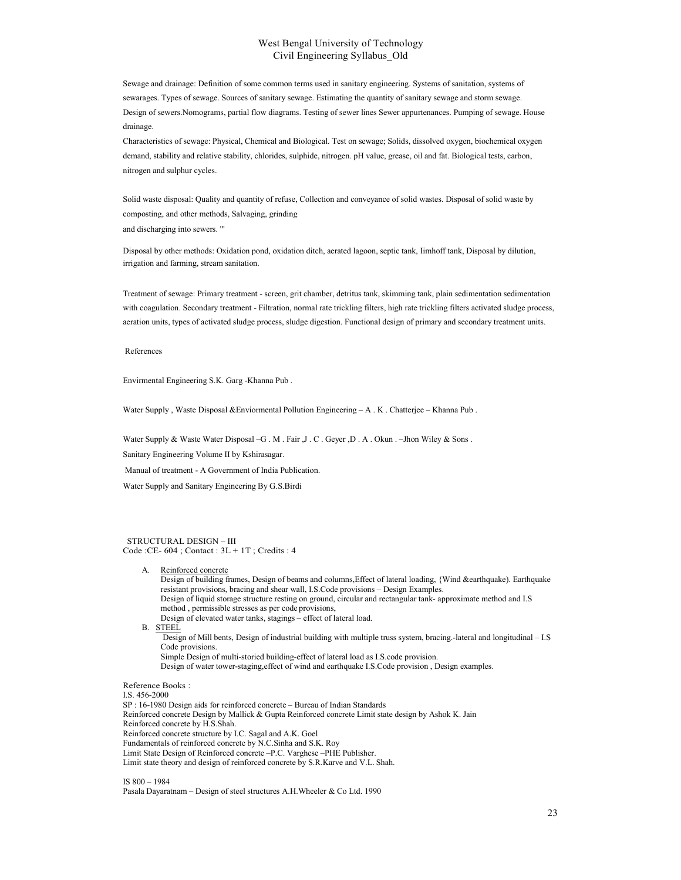Sewage and drainage: Definition of some common terms used in sanitary engineering. Systems of sanitation, systems of sewarages. Types of sewage. Sources of sanitary sewage. Estimating the quantity of sanitary sewage and storm sewage. Design of sewers.Nomograms, partial flow diagrams. Testing of sewer lines Sewer appurtenances. Pumping of sewage. House drainage.

Characteristics of sewage: Physical, Chemical and Biological. Test on sewage; Solids, dissolved oxygen, biochemical oxygen demand, stability and relative stability, chlorides, sulphide, nitrogen. pH value, grease, oil and fat. Biological tests, carbon, nitrogen and sulphur cycles.

Solid waste disposal: Quality and quantity of refuse, Collection and conveyance of solid wastes. Disposal of solid waste by composting, and other methods, Salvaging, grinding
and discharging into sewers. '"

Disposal by other methods: Oxidation pond, oxidation ditch, aerated lagoon, septic tank, Iimhoff tank, Disposal by dilution, irrigation and farming, stream sanitation.

Treatment of sewage: Primary treatment - screen, grit chamber, detritus tank, skimming tank, plain sedimentation sedimentation with coagulation. Secondary treatment - Filtration, normal rate trickling filters, high rate trickling filters activated sludge process, aeration units, types of activated sludge process, sludge digestion. Functional design of primary and secondary treatment units.

References

Envirmental Engineering S.K. Garg -Khanna Pub .

Water Supply , Waste Disposal &Enviormental Pollution Engineering – A . K . Chatterjee – Khanna Pub .

Water Supply & Waste Water Disposal –G . M . Fair ,J . C . Geyer ,D . A . Okun . –Jhon Wiley & Sons .

Sanitary Engineering Volume II by Kshirasagar.

Manual of treatment - A Government of India Publication.

Water Supply and Sanitary Engineering By G.S.Birdi

## STRUCTURAL DESIGN – III

Code :CE- 604 ; Contact : 3L + 1T ; Credits : 4

A. Reinforced concrete
   Design of building frames, Design of beams and columns,Effect of lateral loading, {Wind &earthquake). Earthquake resistant provisions, bracing and shear wall, I.S.Code provisions – Design Examples.
   Design of liquid storage structure resting on ground, circular and rectangular tank- approximate method and I.S method , permissible stresses as per code provisions,
   Design of elevated water tanks, stagings – effect of lateral load.
B. STEEL
   Design of Mill bents, Design of industrial building with multiple truss system, bracing.-lateral and longitudinal – I.S Code provisions.
   Simple Design of multi-storied building-effect of lateral load as I.S.code provision.
   Design of water tower-staging,effect of wind and earthquake I.S.Code provision , Design examples.

Reference Books :

I.S. 456-2000
SP : 16-1980 Design aids for reinforced concrete – Bureau of Indian Standards
Reinforced concrete Design by Mallick & Gupta Reinforced concrete Limit state design by Ashok K. Jain
Reinforced concrete by H.S.Shah.
Reinforced concrete structure by I.C. Sagal and A.K. Goel
Fundamentals of reinforced concrete by N.C.Sinha and S.K. Roy
Limit State Design of Reinforced concrete –P.C. Varghese –PHE Publisher.
Limit state theory and design of reinforced concrete by S.R.Karve and V.L. Shah.

IS 800 – 1984
Pasala Dayaratnam – Design of steel structures A.H.Wheeler & Co Ltd. 1990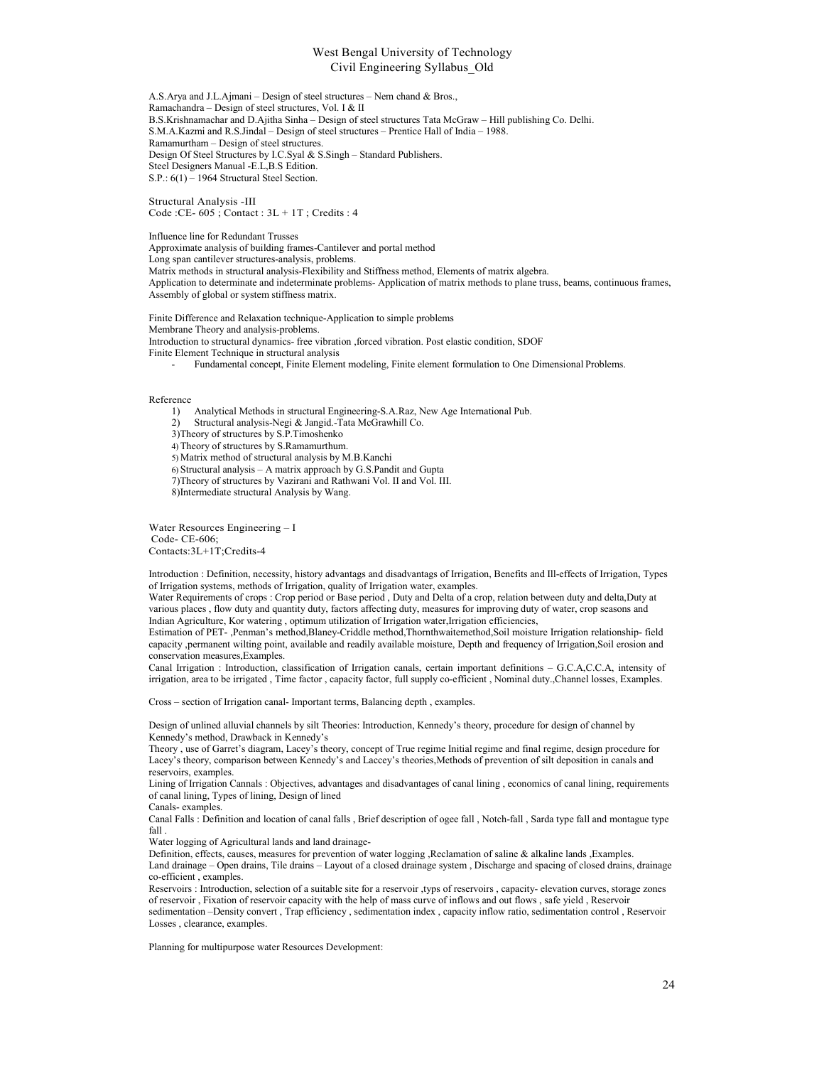A.S.Arya and J.L.Ajmani – Design of steel structures – Nem chand & Bros.,
Ramachandra – Design of steel structures, Vol. I & II
B.S.Krishnamachar and D.Ajitha Sinha – Design of steel structures Tata McGraw – Hill publishing Co. Delhi.
S.M.A.Kazmi and R.S.Jindal – Design of steel structures – Prentice Hall of India – 1988.
Ramamurtham – Design of steel structures.
Design Of Steel Structures by I.C.Syal & S.Singh – Standard Publishers.
Steel Designers Manual -E.L,B.S Edition.
S.P.: 6(1) – 1964 Structural Steel Section.

## Structural Analysis -III

Code :CE- 605 ; Contact : 3L + 1T ; Credits : 4

Influence line for Redundant Trusses
Approximate analysis of building frames-Cantilever and portal method
Long span cantilever structures-analysis, problems.
Matrix methods in structural analysis-Flexibility and Stiffness method, Elements of matrix algebra.
Application to determinate and indeterminate problems- Application of matrix methods to plane truss, beams, continuous frames, Assembly of global or system stiffness matrix.

Finite Difference and Relaxation technique-Application to simple problems
Membrane Theory and analysis-problems.
Introduction to structural dynamics- free vibration ,forced vibration. Post elastic condition, SDOF
Finite Element Technique in structural analysis

- Fundamental concept, Finite Element modeling, Finite element formulation to One Dimensional Problems.

Reference

1) Analytical Methods in structural Engineering-S.A.Raz, New Age International Pub.
2) Structural analysis-Negi & Jangid.-Tata McGrawhill Co.
3) Theory of structures by S.P.Timoshenko
4) Theory of structures by S.Ramamurthum.
5) Matrix method of structural analysis by M.B.Kanchi
6) Structural analysis – A matrix approach by G.S.Pandit and Gupta
7) Theory of structures by Vazirani and Rathwani Vol. II and Vol. III.
8) Intermediate structural Analysis by Wang.

## Water Resources Engineering – I

Code- CE-606;
Contacts:3L+1T;Credits-4

Introduction : Definition, necessity, history advantags and disadvantags of Irrigation, Benefits and Ill-effects of Irrigation, Types of Irrigation systems, methods of Irrigation, quality of Irrigation water, examples.
Water Requirements of crops : Crop period or Base period , Duty and Delta of a crop, relation between duty and delta,Duty at various places , flow duty and quantity duty, factors affecting duty, measures for improving duty of water, crop seasons and Indian Agriculture, Kor watering , optimum utilization of Irrigation water,Irrigation efficiencies,
Estimation of PET- ,Penman's method,Blaney-Criddle method,Thornthwaitemethod,Soil moisture Irrigation relationship- field capacity ,permanent wilting point, available and readily available moisture, Depth and frequency of Irrigation,Soil erosion and conservation measures,Examples.
Canal Irrigation : Introduction, classification of Irrigation canals, certain important definitions – G.C.A,C.C.A, intensity of irrigation, area to be irrigated , Time factor , capacity factor, full supply co-efficient , Nominal duty.,Channel losses, Examples.

Cross – section of Irrigation canal- Important terms, Balancing depth , examples.

Design of unlined alluvial channels by silt Theories: Introduction, Kennedy's theory, procedure for design of channel by Kennedy's method, Drawback in Kennedy's
Theory , use of Garret's diagram, Lacey's theory, concept of True regime Initial regime and final regime, design procedure for Lacey's theory, comparison between Kennedy's and Laccey's theories,Methods of prevention of silt deposition in canals and reservoirs, examples.
Lining of Irrigation Cannals : Objectives, advantages and disadvantages of canal lining , economics of canal lining, requirements of canal lining, Types of lining, Design of lined
Canals- examples.
Canal Falls : Definition and location of canal falls , Brief description of ogee fall , Notch-fall , Sarda type fall and montague type fall .
Water logging of Agricultural lands and land drainage-
Definition, effects, causes, measures for prevention of water logging ,Reclamation of saline & alkaline lands ,Examples.
Land drainage – Open drains, Tile drains – Layout of a closed drainage system , Discharge and spacing of closed drains, drainage co-efficient , examples.
Reservoirs : Introduction, selection of a suitable site for a reservoir ,typs of reservoirs , capacity- elevation curves, storage zones of reservoir , Fixation of reservoir capacity with the help of mass curve of inflows and out flows , safe yield , Reservoir sedimentation –Density convert , Trap efficiency , sedimentation index , capacity inflow ratio, sedimentation control , Reservoir Losses , clearance, examples.

Planning for multipurpose water Resources Development: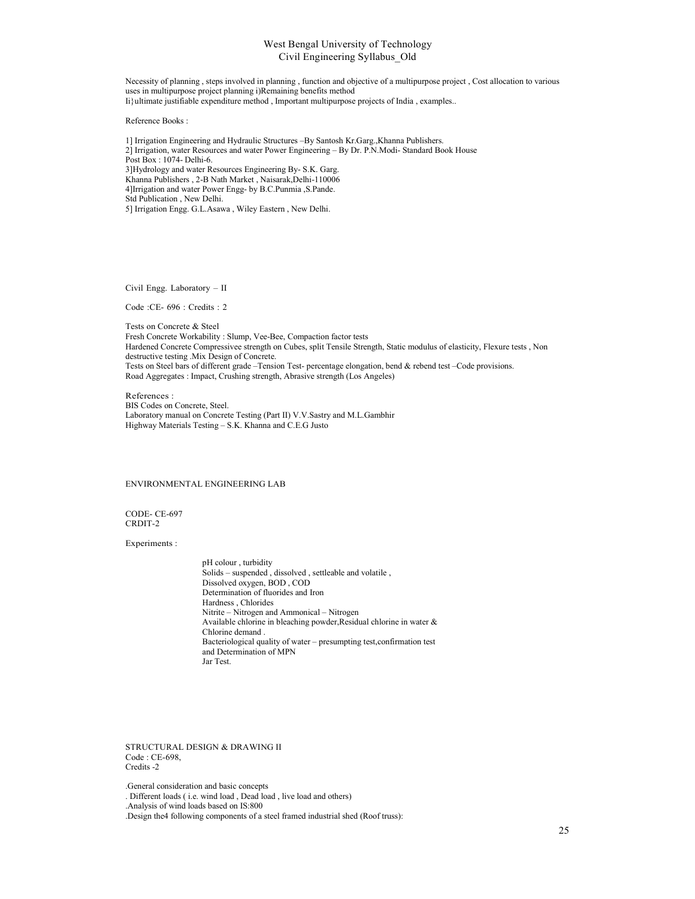Necessity of planning , steps involved in planning , function and objective of a multipurpose project , Cost allocation to various uses in multipurpose project planning i)Remaining benefits method
Ii}ultimate justifiable expenditure method , Important multipurpose projects of India , examples..

Reference Books :

1] Irrigation Engineering and Hydraulic Structures –By Santosh Kr.Garg.,Khanna Publishers.
2] Irrigation, water Resources and water Power Engineering – By Dr. P.N.Modi- Standard Book House
Post Box : 1074- Delhi-6.
3]Hydrology and water Resources Engineering By- S.K. Garg.
Khanna Publishers , 2-B Nath Market , Naisarak,Delhi-110006
4]Irrigation and water Power Engg- by B.C.Punmia ,S.Pande.
Std Publication , New Delhi.
5] Irrigation Engg. G.L.Asawa , Wiley Eastern , New Delhi.

## Civil Engg. Laboratory – II

Code :CE- 696 : Credits : 2

Tests on Concrete & Steel
Fresh Concrete Workability : Slump, Vee-Bee, Compaction factor tests
Hardened Concrete Compressivee strength on Cubes, split Tensile Strength, Static modulus of elasticity, Flexure tests , Non destructive testing .Mix Design of Concrete.
Tests on Steel bars of different grade –Tension Test- percentage elongation, bend & rebend test –Code provisions.
Road Aggregates : Impact, Crushing strength, Abrasive strength (Los Angeles)

References :
BIS Codes on Concrete, Steel.
Laboratory manual on Concrete Testing (Part II) V.V.Sastry and M.L.Gambhir
Highway Materials Testing – S.K. Khanna and C.E.G Justo

## ENVIRONMENTAL ENGINEERING LAB

CODE- CE-697
CRDIT-2

Experiments :

pH colour , turbidity
Solids – suspended , dissolved , settleable and volatile ,
Dissolved oxygen, BOD , COD
Determination of fluorides and Iron
Hardness , Chlorides
Nitrite – Nitrogen and Ammonical – Nitrogen
Available chlorine in bleaching powder,Residual chlorine in water & Chlorine demand .
Bacteriological quality of water – presumpting test,confirmation test and Determination of MPN
Jar Test.

## STRUCTURAL DESIGN & DRAWING II

Code : CE-698,
Credits -2

.General consideration and basic concepts
. Different loads ( i.e. wind load , Dead load , live load and others)
.Analysis of wind loads based on IS:800
.Design the4 following components of a steel framed industrial shed (Roof truss):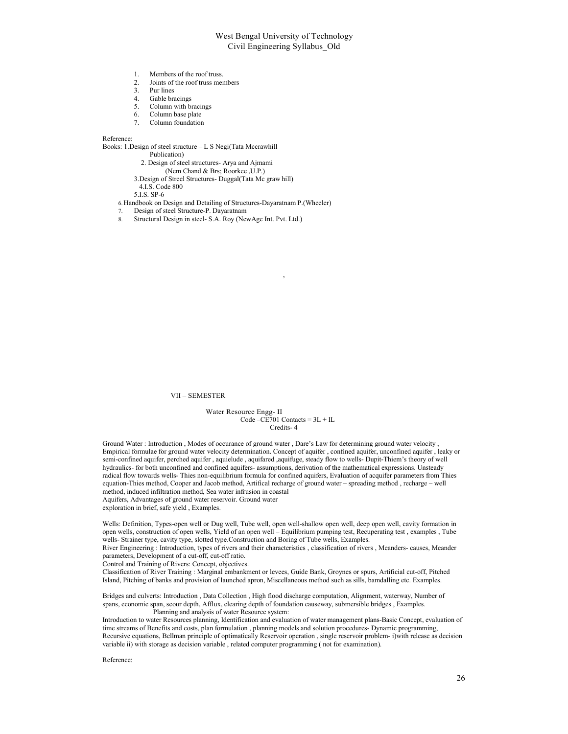1. Members of the roof truss.
2. Joints of the roof truss members
3. Pur lines
4. Gable bracings
5. Column with bracings
6. Column base plate
7. Column foundation

Reference:

Books: 1.Design of steel structure – L S Negi(Tata Mccrawhill Publication)

2. Design of steel structures- Arya and Ajmami (Nem Chand & Brs; Roorkee ,U.P.)
3. Design of Streel Structures- Duggal(Tata Mc graw hill)
4. I.S. Code 800
5. I.S. SP-6
6. Handbook on Design and Detailing of Structures-Dayaratnam P.(Wheeler)
7. Design of steel Structure-P. Dayaratnam
8. Structural Design in steel- S.A. Roy (NewAge Int. Pvt. Ltd.)

,

## VII – SEMESTER

### Water Resource Engg- II

Code –CE701 Contacts = 3L + IL
Credits- 4

Ground Water : Introduction , Modes of occurance of ground water , Dare's Law for determining ground water velocity , Empirical formulae for ground water velocity determination. Concept of aquifer , confined aquifer, unconfined aquifer , leaky or semi-confined aquifer, perched aquifer , aquielude , aquifared ,aquifuge, steady flow to wells- Dupit-Thiem's theory of well hydraulics- for both unconfined and confined aquifers- assumptions, derivation of the mathematical expressions. Unsteady radical flow towards wells- Thies non-equilibrium formula for confined aquifers, Evaluation of acquifer parameters from Thies equation-Thies method, Cooper and Jacob method, Artifical recharge of ground water – spreading method , recharge – well method, induced infiltration method, Sea water infrusion in coastal Aquifers, Advantages of ground water reservoir. Ground water exploration in brief, safe yield , Examples.

Wells: Definition, Types-open well or Dug well, Tube well, open well-shallow open well, deep open well, cavity formation in open wells, construction of open wells, Yield of an open well – Equilibrium pumping test, Recuperating test , examples , Tube wells- Strainer type, cavity type, slotted type.Construction and Boring of Tube wells, Examples.

River Engineering : Introduction, types of rivers and their characteristics , classification of rivers , Meanders- causes, Meander parameters, Development of a cut-off, cut-off ratio.

Control and Training of Rivers: Concept, objectives.

Classification of River Training : Marginal embankment or levees, Guide Bank, Groynes or spurs, Artificial cut-off, Pitched Island, Pitching of banks and provision of launched apron, Miscellaneous method such as sills, bamdalling etc. Examples.

Bridges and culverts: Introduction , Data Collection , High flood discharge computation, Alignment, waterway, Number of spans, economic span, scour depth, Afflux, clearing depth of foundation causeway, submersible bridges , Examples.

Planning and analysis of water Resource system:

Introduction to water Resources planning, Identification and evaluation of water management plans-Basic Concept, evaluation of time streams of Benefits and costs, plan formulation , planning models and solution procedures- Dynamic programming, Recursive equations, Bellman principle of optimatically Reservoir operation , single reservoir problem- i)with release as decision variable ii) with storage as decision variable , related computer programming ( not for examination).

Reference: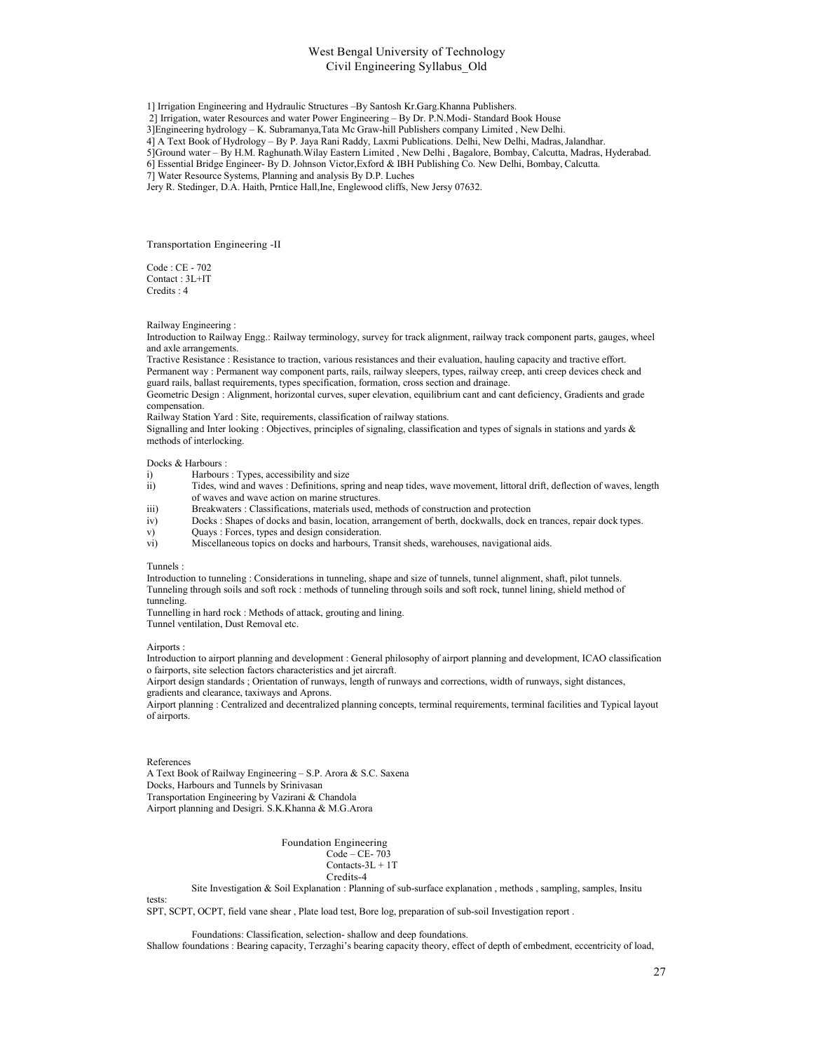1] Irrigation Engineering and Hydraulic Structures –By Santosh Kr.Garg.Khanna Publishers.
2] Irrigation, water Resources and water Power Engineering – By Dr. P.N.Modi- Standard Book House
3]Engineering hydrology – K. Subramanya,Tata Mc Graw-hill Publishers company Limited , New Delhi.
4] A Text Book of Hydrology – By P. Jaya Rani Raddy, Laxmi Publications. Delhi, New Delhi, Madras, Jalandhar.
5]Ground water – By H.M. Raghunath.Wilay Eastern Limited , New Delhi , Bagalore, Bombay, Calcutta, Madras, Hyderabad.
6] Essential Bridge Engineer- By D. Johnson Victor,Exford & IBH Publishing Co. New Delhi, Bombay, Calcutta.
7] Water Resource Systems, Planning and analysis By D.P. Luches
Jery R. Stedinger, D.A. Haith, Prntice Hall,Ine, Englewood cliffs, New Jersy 07632.

## Transportation Engineering -II

Code : CE - 702
Contact : 3L+IT
Credits : 4

Railway Engineering :

Introduction to Railway Engg.: Railway terminology, survey for track alignment, railway track component parts, gauges, wheel and axle arrangements.
Tractive Resistance : Resistance to traction, various resistances and their evaluation, hauling capacity and tractive effort.
Permanent way : Permanent way component parts, rails, railway sleepers, types, railway creep, anti creep devices check and guard rails, ballast requirements, types specification, formation, cross section and drainage.
Geometric Design : Alignment, horizontal curves, super elevation, equilibrium cant and cant deficiency, Gradients and grade compensation.
Railway Station Yard : Site, requirements, classification of railway stations.
Signalling and Inter looking : Objectives, principles of signaling, classification and types of signals in stations and yards & methods of interlocking.

Docks & Harbours :

i) Harbours : Types, accessibility and size
ii) Tides, wind and waves : Definitions, spring and neap tides, wave movement, littoral drift, deflection of waves, length of waves and wave action on marine structures.
iii) Breakwaters : Classifications, materials used, methods of construction and protection
iv) Docks : Shapes of docks and basin, location, arrangement of berth, dockwalls, dock en trances, repair dock types.
v) Quays : Forces, types and design consideration.
vi) Miscellaneous topics on docks and harbours, Transit sheds, warehouses, navigational aids.

Tunnels :

Introduction to tunneling : Considerations in tunneling, shape and size of tunnels, tunnel alignment, shaft, pilot tunnels.
Tunneling through soils and soft rock : methods of tunneling through soils and soft rock, tunnel lining, shield method of tunneling.
Tunnelling in hard rock : Methods of attack, grouting and lining.
Tunnel ventilation, Dust Removal etc.

Airports :

Introduction to airport planning and development : General philosophy of airport planning and development, ICAO classification o fairports, site selection factors characteristics and jet aircraft.
Airport design standards ; Orientation of runways, length of runways and corrections, width of runways, sight distances, gradients and clearance, taxiways and Aprons.
Airport planning : Centralized and decentralized planning concepts, terminal requirements, terminal facilities and Typical layout of airports.

References
A Text Book of Railway Engineering – S.P. Arora & S.C. Saxena
Docks, Harbours and Tunnels by Srinivasan
Transportation Engineering by Vazirani & Chandola
Airport planning and Desigri. S.K.Khanna & M.G.Arora

## Foundation Engineering

Code – CE- 703
Contacts-3L + 1T
Credits-4

Site Investigation & Soil Explanation : Planning of sub-surface explanation , methods , sampling, samples, Insitu tests:
SPT, SCPT, OCPT, field vane shear , Plate load test, Bore log, preparation of sub-soil Investigation report .

Foundations: Classification, selection- shallow and deep foundations.
Shallow foundations : Bearing capacity, Terzaghi's bearing capacity theory, effect of depth of embedment, eccentricity of load,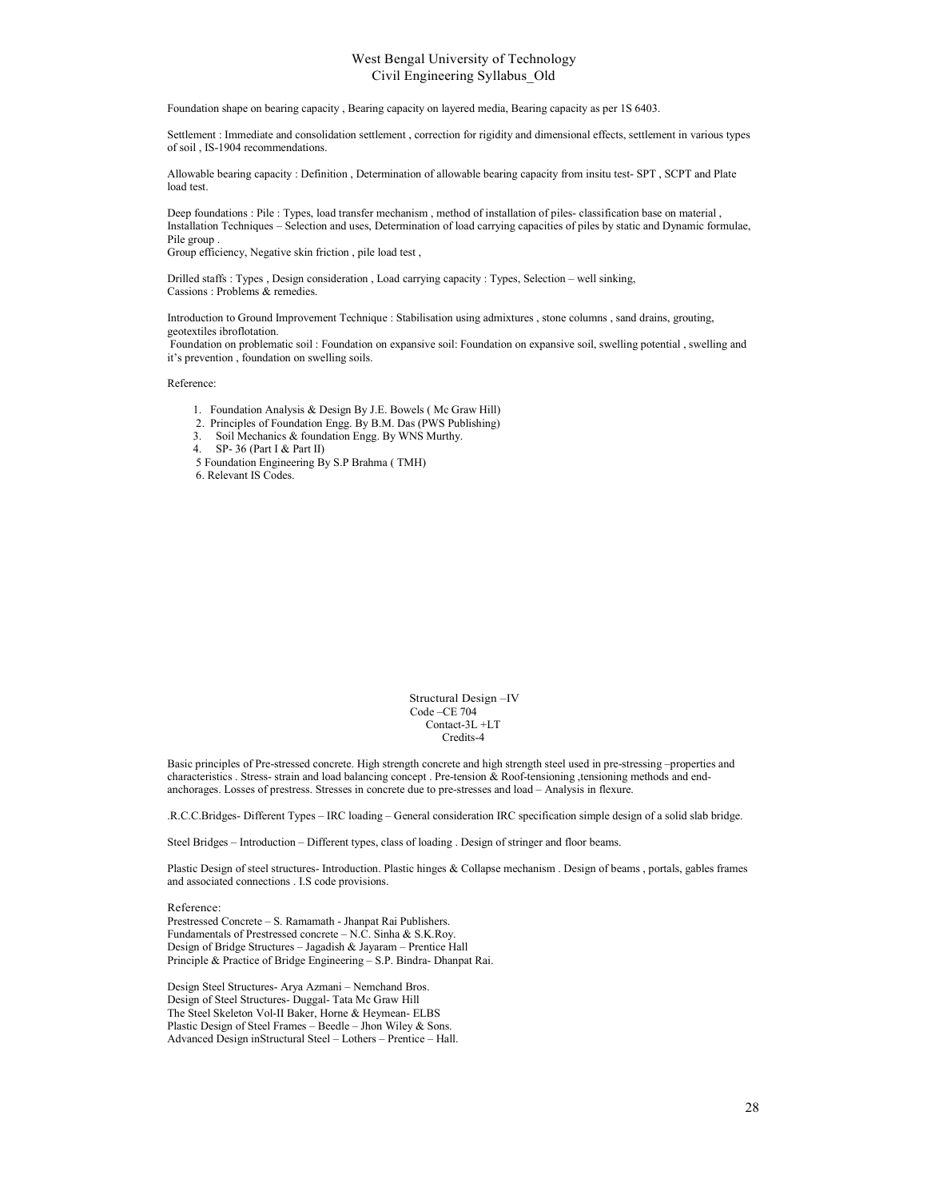Foundation shape on bearing capacity , Bearing capacity on layered media, Bearing capacity as per 1S 6403.

Settlement : Immediate and consolidation settlement , correction for rigidity and dimensional effects, settlement in various types of soil , IS-1904 recommendations.

Allowable bearing capacity : Definition , Determination of allowable bearing capacity from insitu test- SPT , SCPT and Plate load test.

Deep foundations : Pile : Types, load transfer mechanism , method of installation of piles- classification base on material , Installation Techniques – Selection and uses, Determination of load carrying capacities of piles by static and Dynamic formulae, Pile group .
Group efficiency, Negative skin friction , pile load test ,

Drilled staffs : Types , Design consideration , Load carrying capacity : Types, Selection – well sinking,
Cassions : Problems & remedies.

Introduction to Ground Improvement Technique : Stabilisation using admixtures , stone columns , sand drains, grouting, geotextiles ibroflotation.
Foundation on problematic soil : Foundation on expansive soil: Foundation on expansive soil, swelling potential , swelling and it's prevention , foundation on swelling soils.

Reference:

1. Foundation Analysis & Design By J.E. Bowels ( Mc Graw Hill)
2. Principles of Foundation Engg. By B.M. Das (PWS Publishing)
3. Soil Mechanics & foundation Engg. By WNS Murthy.
4. SP- 36 (Part I & Part II)
5. Foundation Engineering By S.P Brahma ( TMH)
6. Relevant IS Codes.

## Structural Design –IV

Code –CE 704
Contact-3L +LT
Credits-4

Basic principles of Pre-stressed concrete. High strength concrete and high strength steel used in pre-stressing –properties and characteristics . Stress- strain and load balancing concept . Pre-tension & Roof-tensioning ,tensioning methods and end-anchorages. Losses of prestress. Stresses in concrete due to pre-stresses and load – Analysis in flexure.

.R.C.C.Bridges- Different Types – IRC loading – General consideration IRC specification simple design of a solid slab bridge.

Steel Bridges – Introduction – Different types, class of loading . Design of stringer and floor beams.

Plastic Design of steel structures- Introduction. Plastic hinges & Collapse mechanism . Design of beams , portals, gables frames and associated connections . I.S code provisions.

Reference:
Prestressed Concrete – S. Ramamath - Jhanpat Rai Publishers.
Fundamentals of Prestressed concrete – N.C. Sinha & S.K.Roy.
Design of Bridge Structures – Jagadish & Jayaram – Prentice Hall
Principle & Practice of Bridge Engineering – S.P. Bindra- Dhanpat Rai.

Design Steel Structures- Arya Azmani – Nemchand Bros.
Design of Steel Structures- Duggal- Tata Mc Graw Hill
The Steel Skeleton Vol-II Baker, Horne & Heymean- ELBS
Plastic Design of Steel Frames – Beedle – Jhon Wiley & Sons.
Advanced Design inStructural Steel – Lothers – Prentice – Hall.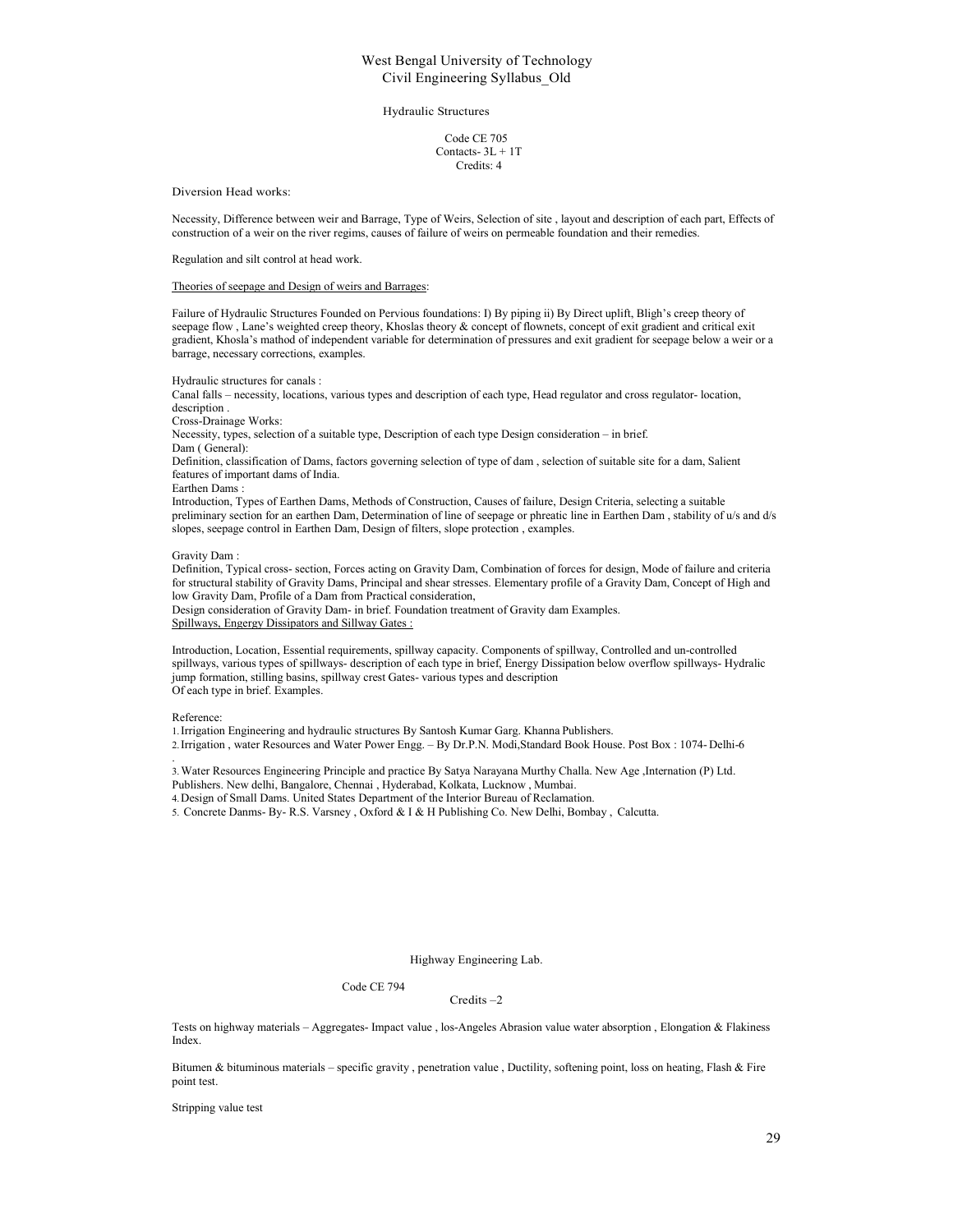West Bengal University of Technology
Civil Engineering Syllabus_Old

## Hydraulic Structures

Code CE 705
Contacts- 3L + 1T
Credits: 4

Diversion Head works:

Necessity, Difference between weir and Barrage, Type of Weirs, Selection of site , layout and description of each part, Effects of construction of a weir on the river regims, causes of failure of weirs on permeable foundation and their remedies.

Regulation and silt control at head work.

Theories of seepage and Design of weirs and Barrages:

Failure of Hydraulic Structures Founded on Pervious foundations: I) By piping ii) By Direct uplift, Bligh's creep theory of seepage flow , Lane's weighted creep theory, Khoslas theory & concept of flownets, concept of exit gradient and critical exit gradient, Khosla's mathod of independent variable for determination of pressures and exit gradient for seepage below a weir or a barrage, necessary corrections, examples.

Hydraulic structures for canals :
Canal falls – necessity, locations, various types and description of each type, Head regulator and cross regulator- location, description .
Cross-Drainage Works:
Necessity, types, selection of a suitable type, Description of each type Design consideration – in brief.
Dam ( General):
Definition, classification of Dams, factors governing selection of type of dam , selection of suitable site for a dam, Salient features of important dams of India.
Earthen Dams :
Introduction, Types of Earthen Dams, Methods of Construction, Causes of failure, Design Criteria, selecting a suitable preliminary section for an earthen Dam, Determination of line of seepage or phreatic line in Earthen Dam , stability of u/s and d/s slopes, seepage control in Earthen Dam, Design of filters, slope protection , examples.

Gravity Dam :
Definition, Typical cross- section, Forces acting on Gravity Dam, Combination of forces for design, Mode of failure and criteria for structural stability of Gravity Dams, Principal and shear stresses. Elementary profile of a Gravity Dam, Concept of High and low Gravity Dam, Profile of a Dam from Practical consideration,
Design consideration of Gravity Dam- in brief. Foundation treatment of Gravity dam Examples.
Spillways, Engergy Dissipators and Sillway Gates :

Introduction, Location, Essential requirements, spillway capacity. Components of spillway, Controlled and un-controlled spillways, various types of spillways- description of each type in brief, Energy Dissipation below overflow spillways- Hydralic jump formation, stilling basins, spillway crest Gates- various types and description
Of each type in brief. Examples.

Reference:

1. Irrigation Engineering and hydraulic structures By Santosh Kumar Garg. Khanna Publishers.
2. Irrigation , water Resources and Water Power Engg. – By Dr.P.N. Modi,Standard Book House. Post Box : 1074- Delhi-6
.
3. Water Resources Engineering Principle and practice By Satya Narayana Murthy Challa. New Age ,Internation (P) Ltd. Publishers. New delhi, Bangalore, Chennai , Hyderabad, Kolkata, Lucknow , Mumbai.
4. Design of Small Dams. United States Department of the Interior Bureau of Reclamation.
5. Concrete Danms- By- R.S. Varsney , Oxford & I & H Publishing Co. New Delhi, Bombay , Calcutta.

## Highway Engineering Lab.

Code CE 794
Credits –2

Tests on highway materials – Aggregates- Impact value , los-Angeles Abrasion value water absorption , Elongation & Flakiness Index.

Bitumen & bituminous materials – specific gravity , penetration value , Ductility, softening point, loss on heating, Flash & Fire point test.

Stripping value test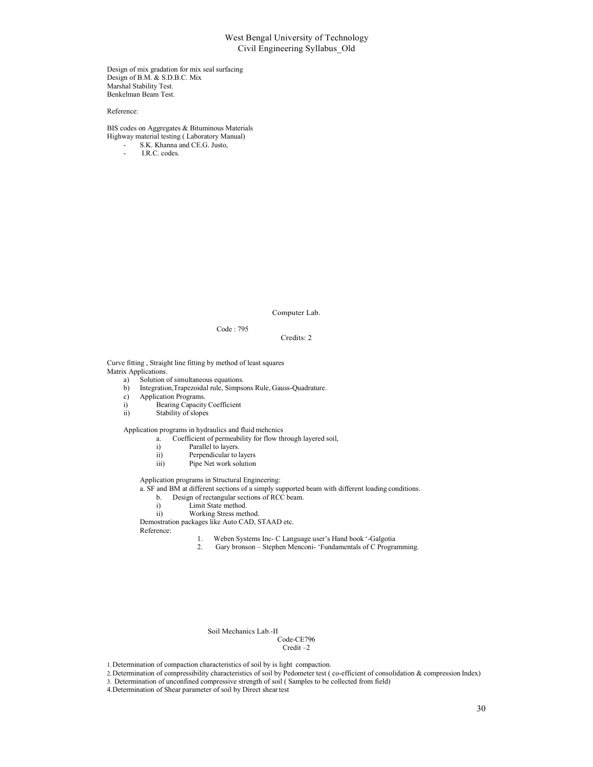Design of mix gradation for mix seal surfacing
Design of B.M. & S.D.B.C. Mix
Marshal Stability Test.
Benkelman Beam Test.

Reference:

BIS codes on Aggregates & Bituminous Materials
Highway material testing ( Laboratory Manual)
- S.K. Khanna and CE.G. Justo,
- I.R.C. codes.

## Computer Lab.

Code : 795

Credits: 2

Curve fitting , Straight line fitting by method of least squares
Matrix Applications.

a) Solution of simultaneous equations.
b) Integration,Trapezoidal rule, Simpsons Rule, Gauss-Quadrature.
c) Application Programs.
i) Bearing Capacity Coefficient
ii) Stability of slopes

Application programs in hydraulics and fluid mehcnics

a. Coefficient of permeability for flow through layered soil,
i) Parallel to layers.
ii) Perpendicular to layers
iii) Pipe Net work solution

Application programs in Structural Engineering:

a. SF and BM at different sections of a simply supported beam with different loading conditions.
b. Design of rectangular sections of RCC beam.
i) Limit State method.
ii) Working Stress method.

Demostration packages like Auto CAD, STAAD etc.

Reference:

1. Weben Systems Inc- C Language user's Hand book '-Galgotia
2. Gary bronson – Stephen Menconi- 'Fundamentals of C Programming.

## Soil Mechanics Lab.-II

Code-CE796

Credit –2

1. Determination of compaction characteristics of soil by is light compaction.
2. Determination of compressibility characteristics of soil by Pedometer test ( co-efficient of consolidation & compression Index)
3. Determination of unconfined compressive strength of soil ( Samples to be collected from field)
4. Determination of Shear parameter of soil by Direct shear test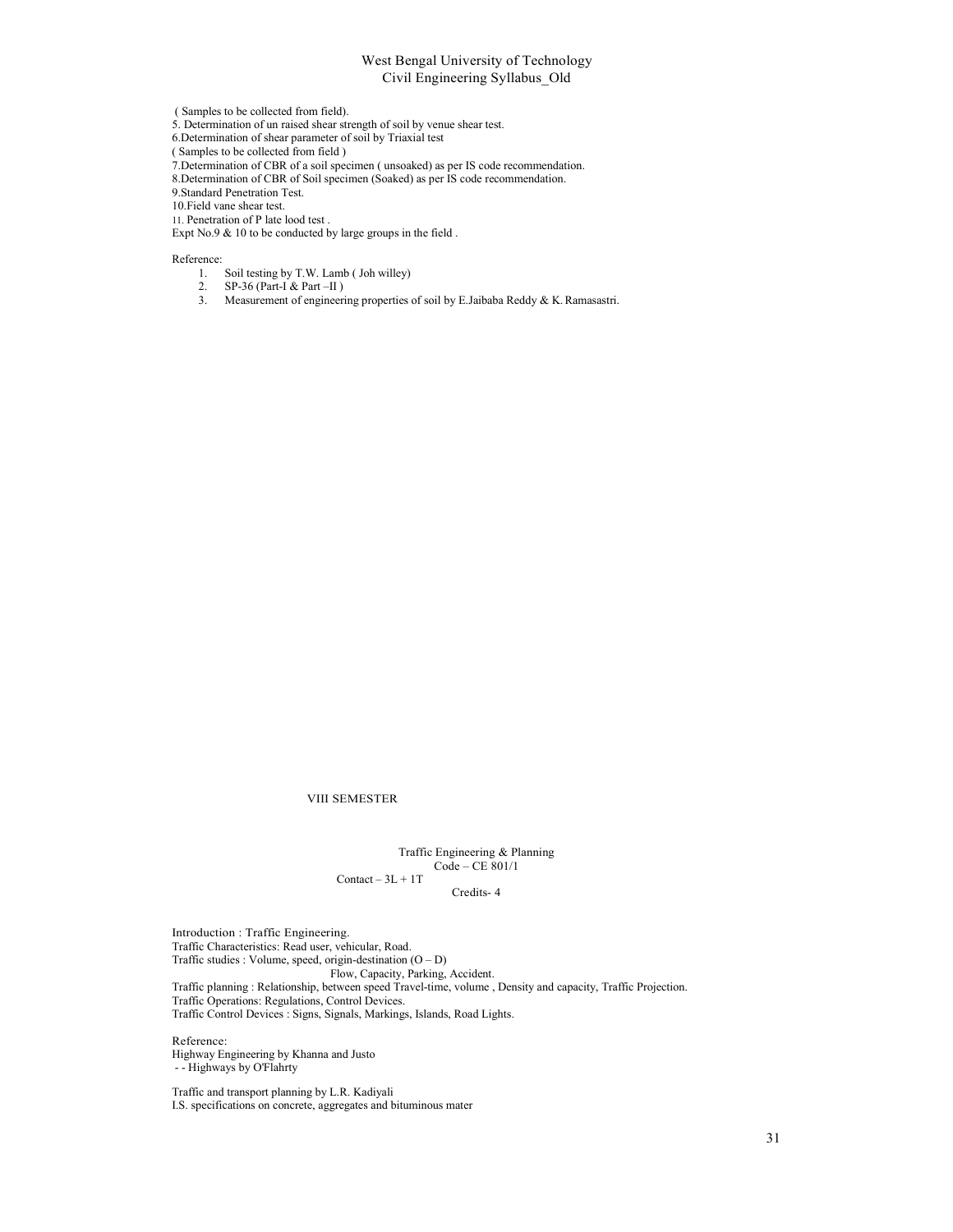( Samples to be collected from field).

5. Determination of un raised shear strength of soil by venue shear test.

6.Determination of shear parameter of soil by Triaxial test

( Samples to be collected from field )

7.Determination of CBR of a soil specimen ( unsoaked) as per IS code recommendation.

8.Determination of CBR of Soil specimen (Soaked) as per IS code recommendation.

9.Standard Penetration Test.

10.Field vane shear test.

11. Penetration of P late lood test .

Expt No.9 & 10 to be conducted by large groups in the field .

Reference:

1. Soil testing by T.W. Lamb ( Joh willey)
2. SP-36 (Part-I & Part –II )
3. Measurement of engineering properties of soil by E.Jaibaba Reddy & K. Ramasastri.

## VIII SEMESTER

### Traffic Engineering & Planning

Code – CE 801/1

Contact – 3L + 1T

Credits- 4

Introduction : Traffic Engineering.

Traffic Characteristics: Read user, vehicular, Road.

Traffic studies : Volume, speed, origin-destination (O – D)

Flow, Capacity, Parking, Accident.

Traffic planning : Relationship, between speed Travel-time, volume , Density and capacity, Traffic Projection.

Traffic Operations: Regulations, Control Devices.

Traffic Control Devices : Signs, Signals, Markings, Islands, Road Lights.

Reference:

Highway Engineering by Khanna and Justo

- - Highways by O'Flahrty

Traffic and transport planning by L.R. Kadiyali

I.S. specifications on concrete, aggregates and bituminous mater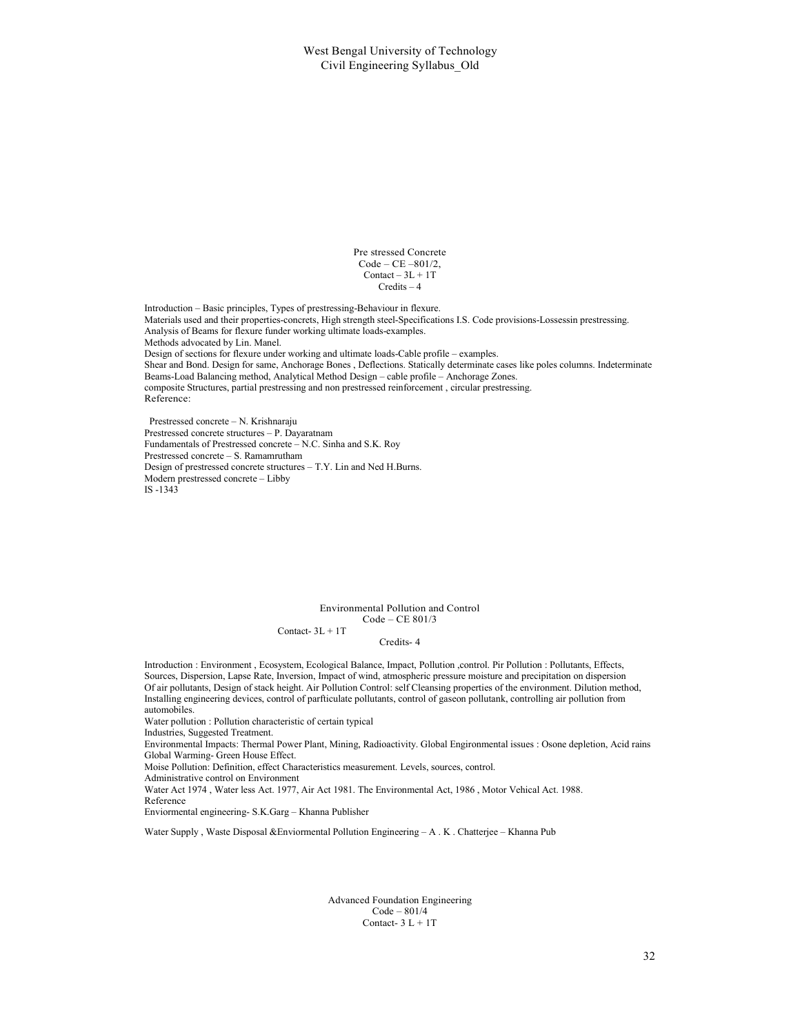## Pre stressed Concrete

Code – CE –801/2,
Contact – 3L + 1T
Credits – 4

Introduction – Basic principles, Types of prestressing-Behaviour in flexure.
Materials used and their properties-concrets, High strength steel-Specifications I.S. Code provisions-Lossessin prestressing.
Analysis of Beams for flexure funder working ultimate loads-examples.
Methods advocated by Lin. Manel.
Design of sections for flexure under working and ultimate loads-Cable profile – examples.
Shear and Bond. Design for same, Anchorage Bones , Deflections. Statically determinate cases like poles columns. Indeterminate Beams-Load Balancing method, Analytical Method Design – cable profile – Anchorage Zones.
composite Structures, partial prestressing and non prestressed reinforcement , circular prestressing.

Reference:

Prestressed concrete – N. Krishnaraju
Prestressed concrete structures – P. Dayaratnam
Fundamentals of Prestressed concrete – N.C. Sinha and S.K. Roy
Prestressed concrete – S. Ramamrutham
Design of prestressed concrete structures – T.Y. Lin and Ned H.Burns.
Modern prestressed concrete – Libby
IS -1343

## Environmental Pollution and Control

Code – CE 801/3
Contact- 3L + 1T
Credits- 4

Introduction : Environment , Ecosystem, Ecological Balance, Impact, Pollution ,control. Pir Pollution : Pollutants, Effects, Sources, Dispersion, Lapse Rate, Inversion, Impact of wind, atmospheric pressure moisture and precipitation on dispersion Of air pollutants, Design of stack height. Air Pollution Control: self Cleansing properties of the environment. Dilution method, Installing engineering devices, control of parfticulate pollutants, control of gaseon pollutank, controlling air pollution from automobiles.
Water pollution : Pollution characteristic of certain typical
Industries, Suggested Treatment.
Environmental Impacts: Thermal Power Plant, Mining, Radioactivity. Global Engironmental issues : Osone depletion, Acid rains Global Warming- Green House Effect.
Moise Pollution: Definition, effect Characteristics measurement. Levels, sources, control.
Administrative control on Environment
Water Act 1974 , Water less Act. 1977, Air Act 1981. The Environmental Act, 1986 , Motor Vehical Act. 1988.

Reference

Enviormental engineering- S.K.Garg – Khanna Publisher

Water Supply , Waste Disposal &Enviormental Pollution Engineering – A . K . Chatterjee – Khanna Pub

## Advanced Foundation Engineering

Code – 801/4
Contact- 3 L + 1T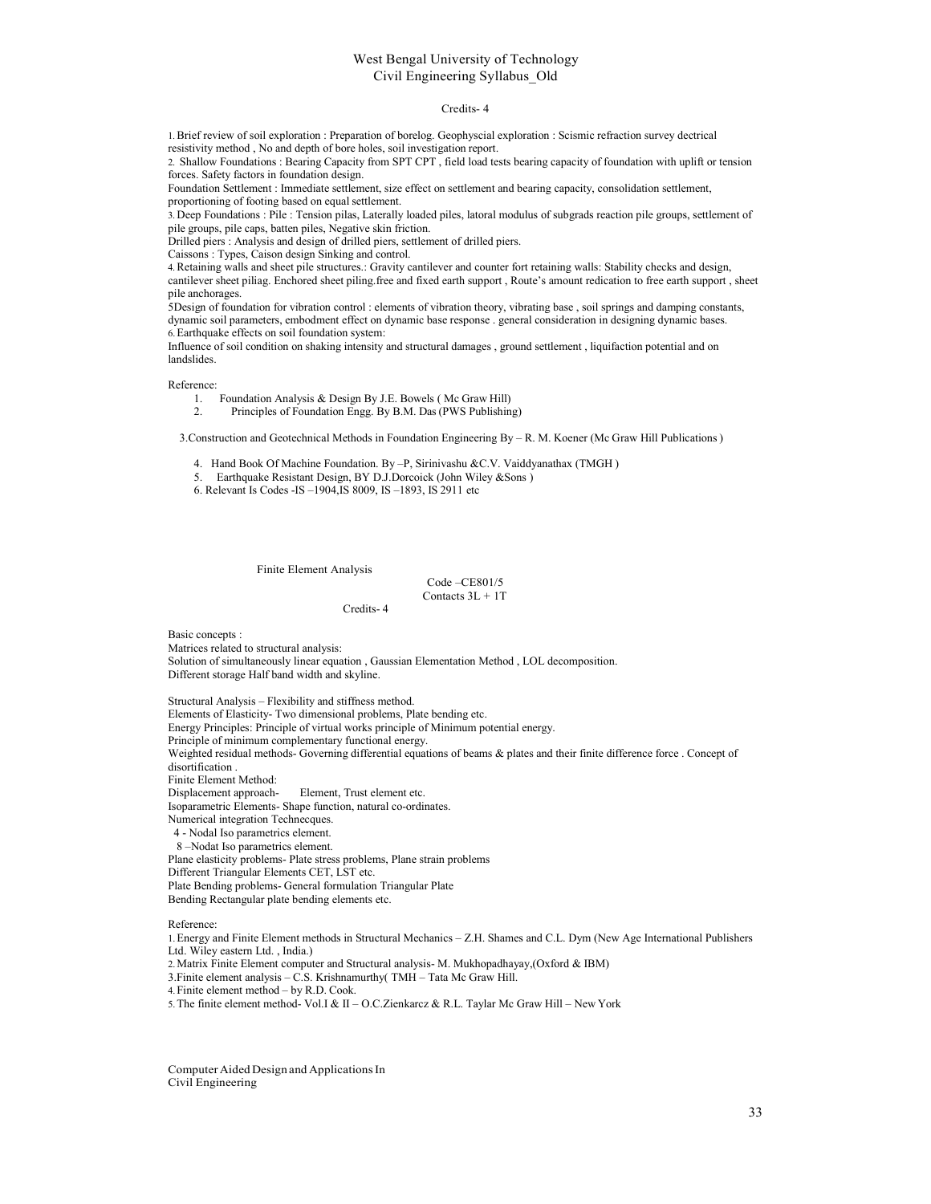Credits- 4

1. Brief review of soil exploration : Preparation of borelog. Geophyscial exploration : Scismic refraction survey dectrical resistivity method , No and depth of bore holes, soil investigation report.

2. Shallow Foundations : Bearing Capacity from SPT CPT , field load tests bearing capacity of foundation with uplift or tension forces. Safety factors in foundation design.

Foundation Settlement : Immediate settlement, size effect on settlement and bearing capacity, consolidation settlement, proportioning of footing based on equal settlement.

3. Deep Foundations : Pile : Tension pilas, Laterally loaded piles, latoral modulus of subgrads reaction pile groups, settlement of pile groups, pile caps, batten piles, Negative skin friction.

Drilled piers : Analysis and design of drilled piers, settlement of drilled piers.

Caissons : Types, Caison design Sinking and control.

4. Retaining walls and sheet pile structures.: Gravity cantilever and counter fort retaining walls: Stability checks and design, cantilever sheet piliag. Enchored sheet piling.free and fixed earth support , Route's amount redication to free earth support , sheet pile anchorages.

5Design of foundation for vibration control : elements of vibration theory, vibrating base , soil springs and damping constants, dynamic soil parameters, embodment effect on dynamic base response . general consideration in designing dynamic bases.

6. Earthquake effects on soil foundation system:

Influence of soil condition on shaking intensity and structural damages , ground settlement , liquifaction potential and on landslides.

Reference:

1. Foundation Analysis & Design By J.E. Bowels ( Mc Graw Hill)
2. Principles of Foundation Engg. By B.M. Das (PWS Publishing)
3. Construction and Geotechnical Methods in Foundation Engineering By – R. M. Koener (Mc Graw Hill Publications )
4. Hand Book Of Machine Foundation. By –P, Sirinivashu &C.V. Vaiddyanathax (TMGH )
5. Earthquake Resistant Design, BY D.J.Dorcoick (John Wiley &Sons )
6. Relevant Is Codes -IS –1904,IS 8009, IS –1893, IS 2911 etc

## Finite Element Analysis

Code –CE801/5
Contacts 3L + 1T

Credits- 4

Basic concepts :

Matrices related to structural analysis:

Solution of simultaneously linear equation , Gaussian Elementation Method , LOL decomposition.

Different storage Half band width and skyline.

Structural Analysis – Flexibility and stiffness method.

Elements of Elasticity- Two dimensional problems, Plate bending etc.

Energy Principles: Principle of virtual works principle of Minimum potential energy.

Principle of minimum complementary functional energy.

Weighted residual methods- Governing differential equations of beams & plates and their finite difference force . Concept of disortification .

Finite Element Method:

Displacement approach- Element, Trust element etc.

Isoparametric Elements- Shape function, natural co-ordinates.

Numerical integration Technecques.

4 - Nodal Iso parametrics element.

8 –Nodat Iso parametrics element.

Plane elasticity problems- Plate stress problems, Plane strain problems

Different Triangular Elements CET, LST etc.

Plate Bending problems- General formulation Triangular Plate

Bending Rectangular plate bending elements etc.

Reference:

1. Energy and Finite Element methods in Structural Mechanics – Z.H. Shames and C.L. Dym (New Age International Publishers Ltd. Wiley eastern Ltd. , India.)
2. Matrix Finite Element computer and Structural analysis- M. Mukhopadhayay,(Oxford & IBM)
3. Finite element analysis – C.S. Krishnamurthy( TMH – Tata Mc Graw Hill.
4. Finite element method – by R.D. Cook.
5. The finite element method- Vol.I & II – O.C.Zienkarcz & R.L. Taylar Mc Graw Hill – New York

## Computer Aided Design and Applications In Civil Engineering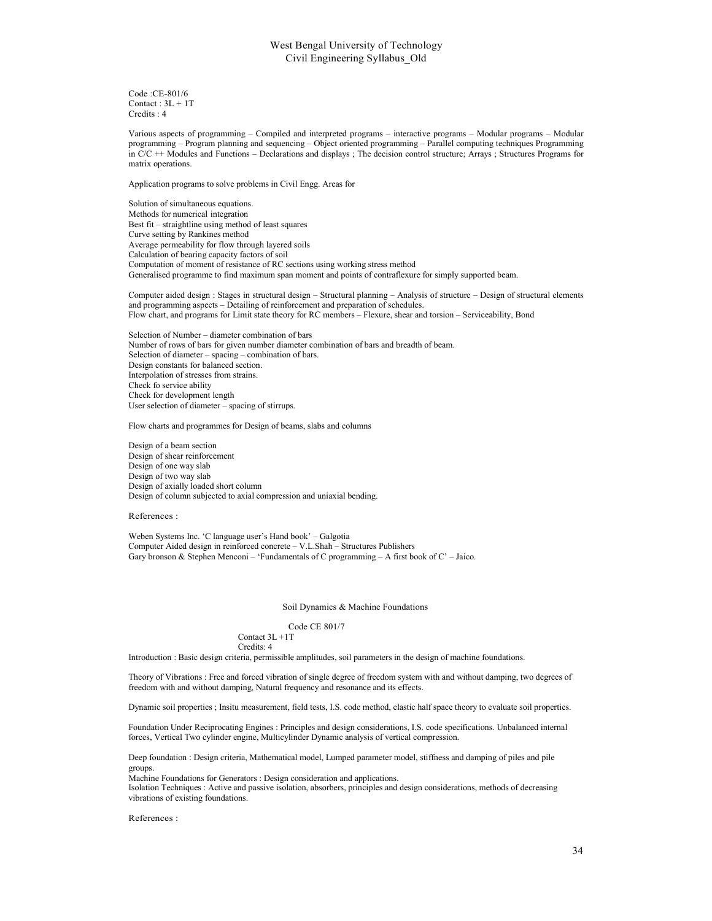Code :CE-801/6
Contact : 3L + 1T
Credits : 4

Various aspects of programming – Compiled and interpreted programs – interactive programs – Modular programs – Modular programming – Program planning and sequencing – Object oriented programming – Parallel computing techniques Programming in C/C ++ Modules and Functions – Declarations and displays ; The decision control structure; Arrays ; Structures Programs for matrix operations.

Application programs to solve problems in Civil Engg. Areas for

Solution of simultaneous equations.
Methods for numerical integration
Best fit – straightline using method of least squares
Curve setting by Rankines method
Average permeability for flow through layered soils
Calculation of bearing capacity factors of soil
Computation of moment of resistance of RC sections using working stress method
Generalised programme to find maximum span moment and points of contraflexure for simply supported beam.

Computer aided design : Stages in structural design – Structural planning – Analysis of structure – Design of structural elements and programming aspects – Detailing of reinforcement and preparation of schedules.
Flow chart, and programs for Limit state theory for RC members – Flexure, shear and torsion – Serviceability, Bond

Selection of Number – diameter combination of bars
Number of rows of bars for given number diameter combination of bars and breadth of beam.
Selection of diameter – spacing – combination of bars.
Design constants for balanced section.
Interpolation of stresses from strains.
Check fo service ability
Check for development length
User selection of diameter – spacing of stirrups.

Flow charts and programmes for Design of beams, slabs and columns

Design of a beam section
Design of shear reinforcement
Design of one way slab
Design of two way slab
Design of axially loaded short column
Design of column subjected to axial compression and uniaxial bending.

References :

Weben Systems Inc. 'C language user's Hand book' – Galgotia
Computer Aided design in reinforced concrete – V.L.Shah – Structures Publishers
Gary bronson & Stephen Menconi – 'Fundamentals of C programming – A first book of C' – Jaico.

## Soil Dynamics & Machine Foundations

Code CE 801/7
Contact 3L +1T
Credits: 4

Introduction : Basic design criteria, permissible amplitudes, soil parameters in the design of machine foundations.

Theory of Vibrations : Free and forced vibration of single degree of freedom system with and without damping, two degrees of freedom with and without damping, Natural frequency and resonance and its effects.

Dynamic soil properties ; Insitu measurement, field tests, I.S. code method, elastic half space theory to evaluate soil properties.

Foundation Under Reciprocating Engines : Principles and design considerations, I.S. code specifications. Unbalanced internal forces, Vertical Two cylinder engine, Multicylinder Dynamic analysis of vertical compression.

Deep foundation : Design criteria, Mathematical model, Lumped parameter model, stiffness and damping of piles and pile groups.
Machine Foundations for Generators : Design consideration and applications.
Isolation Techniques : Active and passive isolation, absorbers, principles and design considerations, methods of decreasing vibrations of existing foundations.

References :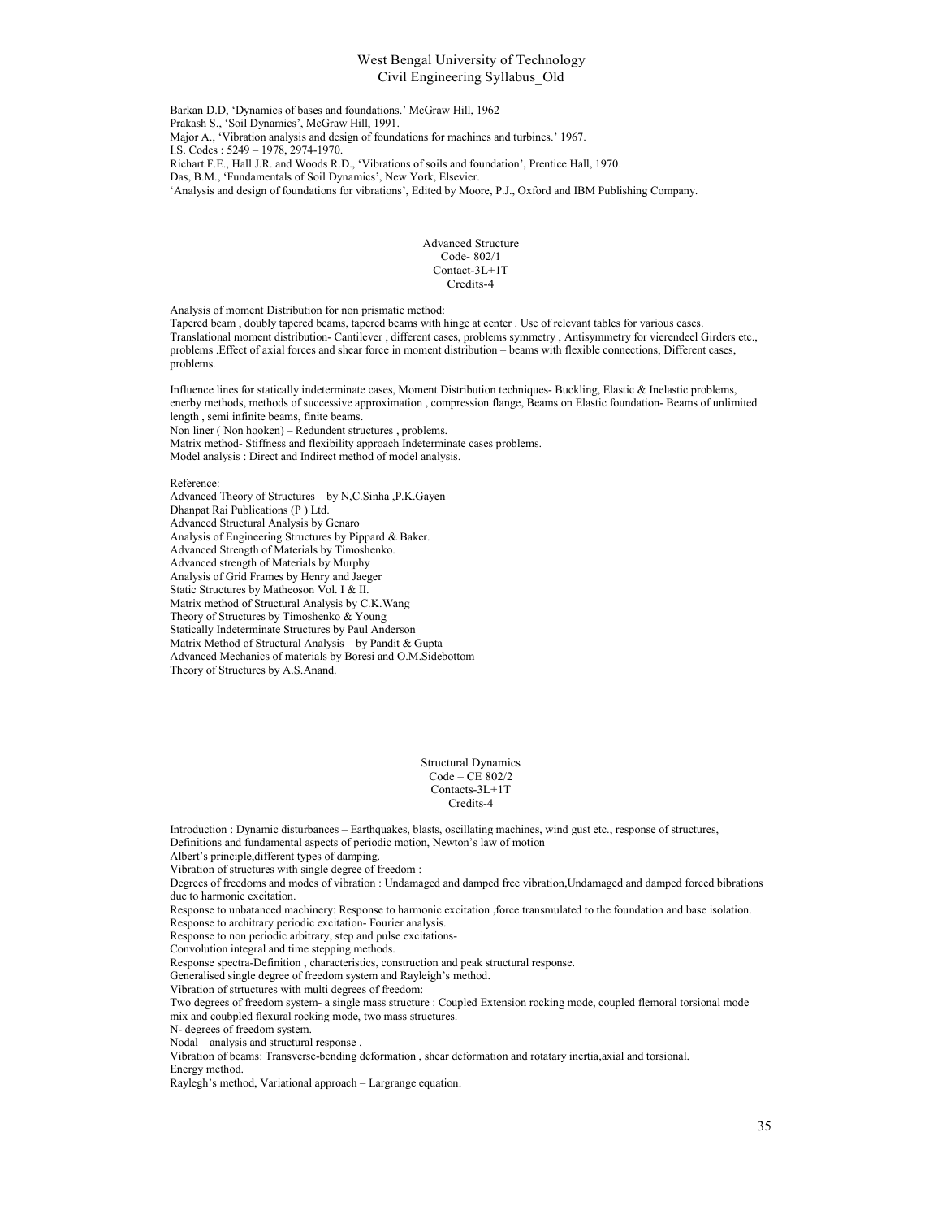Barkan D.D, 'Dynamics of bases and foundations.' McGraw Hill, 1962
Prakash S., 'Soil Dynamics', McGraw Hill, 1991.
Major A., 'Vibration analysis and design of foundations for machines and turbines.' 1967.
I.S. Codes : 5249 – 1978, 2974-1970.
Richart F.E., Hall J.R. and Woods R.D., 'Vibrations of soils and foundation', Prentice Hall, 1970.
Das, B.M., 'Fundamentals of Soil Dynamics', New York, Elsevier.
'Analysis and design of foundations for vibrations', Edited by Moore, P.J., Oxford and IBM Publishing Company.

## Advanced Structure

Code- 802/1
Contact-3L+1T
Credits-4

Analysis of moment Distribution for non prismatic method:
Tapered beam , doubly tapered beams, tapered beams with hinge at center . Use of relevant tables for various cases.
Translational moment distribution- Cantilever , different cases, problems symmetry , Antisymmetry for vierendeel Girders etc., problems .Effect of axial forces and shear force in moment distribution – beams with flexible connections, Different cases, problems.

Influence lines for statically indeterminate cases, Moment Distribution techniques- Buckling, Elastic & Inelastic problems, enerby methods, methods of successive approximation , compression flange, Beams on Elastic foundation- Beams of unlimited length , semi infinite beams, finite beams.
Non liner ( Non hooken) – Redundent structures , problems.
Matrix method- Stiffness and flexibility approach Indeterminate cases problems.
Model analysis : Direct and Indirect method of model analysis.

Reference:
Advanced Theory of Structures – by N,C.Sinha ,P.K.Gayen
Dhanpat Rai Publications (P ) Ltd.
Advanced Structural Analysis by Genaro
Analysis of Engineering Structures by Pippard & Baker.
Advanced Strength of Materials by Timoshenko.
Advanced strength of Materials by Murphy
Analysis of Grid Frames by Henry and Jaeger
Static Structures by Matheoson Vol. I & II.
Matrix method of Structural Analysis by C.K.Wang
Theory of Structures by Timoshenko & Young
Statically Indeterminate Structures by Paul Anderson
Matrix Method of Structural Analysis – by Pandit & Gupta
Advanced Mechanics of materials by Boresi and O.M.Sidebottom
Theory of Structures by A.S.Anand.

## Structural Dynamics

Code – CE 802/2
Contacts-3L+1T
Credits-4

Introduction : Dynamic disturbances – Earthquakes, blasts, oscillating machines, wind gust etc., response of structures, Definitions and fundamental aspects of periodic motion, Newton's law of motion
Albert's principle,different types of damping.
Vibration of structures with single degree of freedom :
Degrees of freedoms and modes of vibration : Undamaged and damped free vibration,Undamaged and damped forced bibrations due to harmonic excitation.
Response to unbatanced machinery: Response to harmonic excitation ,force transmulated to the foundation and base isolation.
Response to architrary periodic excitation- Fourier analysis.
Response to non periodic arbitrary, step and pulse excitations-
Convolution integral and time stepping methods.
Response spectra-Definition , characteristics, construction and peak structural response.
Generalised single degree of freedom system and Rayleigh's method.
Vibration of strtuctures with multi degrees of freedom:
Two degrees of freedom system- a single mass structure : Coupled Extension rocking mode, coupled flemoral torsional mode mix and coubpled flexural rocking mode, two mass structures.
N- degrees of freedom system.
Nodal – analysis and structural response .
Vibration of beams: Transverse-bending deformation , shear deformation and rotatary inertia,axial and torsional.
Energy method.
Raylegh's method, Variational approach – Largrange equation.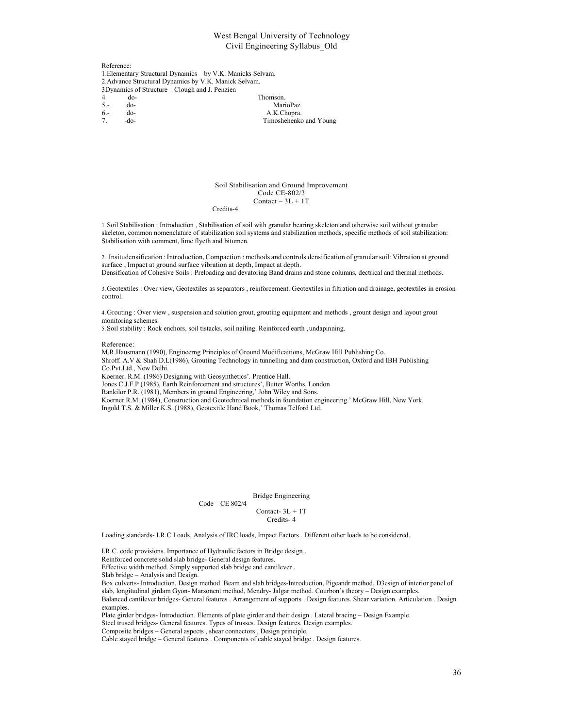Reference:

1.Elementary Structural Dynamics – by V.K. Manicks Selvam.
2.Advance Structural Dynamics by V.K. Manick Selvam.
3Dynamics of Structure – Clough and J. Penzien
4 do- Thomson.
5.- do- MarioPaz.
6.- do- A.K.Chopra.
7. -do- Timoshehenko and Young

## Soil Stabilisation and Ground Improvement
Code CE-802/3
Contact – 3L + 1T
Credits-4

1. Soil Stabilisation : Introduction , Stabilisation of soil with granular bearing skeleton and otherwise soil without granular skeleton, common nomenclature of stabilization soil systems and stabilization methods, specific methods of soil stabilization: Stabilisation with comment, lime flyeth and bitumen.

2. Insitudensification : Introduction, Compaction : methods and controls densification of granular soil: Vibration at ground surface , Impact at ground surface vibration at depth, Impact at depth.
Densification of Cohesive Soils : Preloading and devatoring Band drains and stone columns, dectrical and thermal methods.

3. Geotextiles : Over view, Geotextiles as separators , reinforcement. Geotextiles in filtration and drainage, geotextiles in erosion control.

4. Grouting : Over view , suspension and solution grout, grouting equipment and methods , grount design and layout grout monitoring schemes.
5. Soil stability : Rock enchors, soil tistacks, soil nailing. Reinforced earth , undapinning.

Reference:
M.R.Hausmann (1990), Engineerng Principles of Ground Modificaitions, McGraw Hill Publishing Co.
Shroff. A.V & Shah D.L(1986), Grouting Technology in tunnelling and dam construction, Oxford and IBH Publishing Co.Pvt.Ltd., New Delhi.
Koerner. R.M. (1986) Designing with Geosynthetics'. Prentice Hall.
Jones C.J.F.P (1985), Earth Reinforcement and structures', Butter Worths, London
Rankilor P.R. (1981), Members in ground Engineering,' John Wiley and Sons.
Koerner R.M. (1984), Construction and Geotechnical methods in foundation engineering.' McGraw Hill, New York.
Ingold T.S. & Miller K.S. (1988), Geotextile Hand Book,' Thomas Telford Ltd.

## Bridge Engineering
Code – CE 802/4
Contact- 3L + 1T
Credits- 4

Loading standards- I.R.C Loads, Analysis of IRC loads, Impact Factors . Different other loads to be considered.

I.R.C. code provisions. Importance of Hydraulic factors in Bridge design .
Reinforced concrete solid slab bridge- General design features.
Effective width method. Simply supported slab bridge and cantilever .
Slab bridge – Analysis and Design.
Box culverts- Introduction, Design method. Beam and slab bridges-Introduction, Pigeandr method, D3esign of interior panel of slab, longitudinal girdam Gyon- Marsonent method, Mendry- Jalgar method. Courbon's theory – Design examples.
Balanced cantilever bridges- General features . Arrangement of supports . Design features. Shear variation. Articulation . Design examples.
Plate girder bridges- Introduction. Elements of plate girder and their design . Lateral bracing – Design Example.
Steel trused bridges- General features. Types of trusses. Design features. Design examples.
Composite bridges – General aspects , shear connectors , Design principle.
Cable stayed bridge – General features . Components of cable stayed bridge . Design features.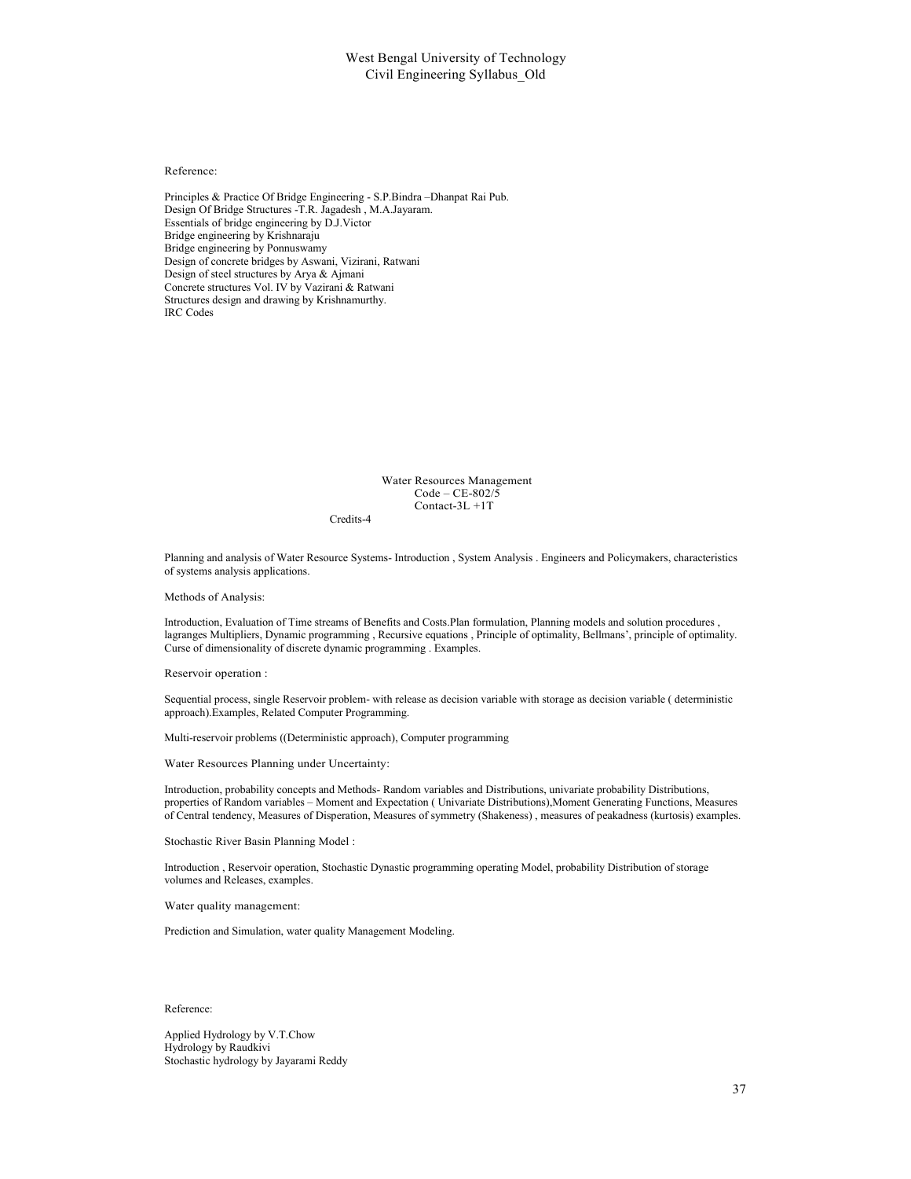Reference:

Principles & Practice Of Bridge Engineering - S.P.Bindra –Dhanpat Rai Pub.
Design Of Bridge Structures -T.R. Jagadesh , M.A.Jayaram.
Essentials of bridge engineering by D.J.Victor
Bridge engineering by Krishnaraju
Bridge engineering by Ponnuswamy
Design of concrete bridges by Aswani, Vizirani, Ratwani
Design of steel structures by Arya & Ajmani
Concrete structures Vol. IV by Vazirani & Ratwani
Structures design and drawing by Krishnamurthy.
IRC Codes

## Water Resources Management

Code – CE-802/5
Contact-3L +1T
Credits-4

Planning and analysis of Water Resource Systems- Introduction , System Analysis . Engineers and Policymakers, characteristics of systems analysis applications.

Methods of Analysis:

Introduction, Evaluation of Time streams of Benefits and Costs.Plan formulation, Planning models and solution procedures , lagranges Multipliers, Dynamic programming , Recursive equations , Principle of optimality, Bellmans', principle of optimality. Curse of dimensionality of discrete dynamic programming . Examples.

Reservoir operation :

Sequential process, single Reservoir problem- with release as decision variable with storage as decision variable ( deterministic approach).Examples, Related Computer Programming.

Multi-reservoir problems ((Deterministic approach), Computer programming

Water Resources Planning under Uncertainty:

Introduction, probability concepts and Methods- Random variables and Distributions, univariate probability Distributions, properties of Random variables – Moment and Expectation ( Univariate Distributions),Moment Generating Functions, Measures of Central tendency, Measures of Disperation, Measures of symmetry (Shakeness) , measures of peakadness (kurtosis) examples.

Stochastic River Basin Planning Model :

Introduction , Reservoir operation, Stochastic Dynastic programming operating Model, probability Distribution of storage volumes and Releases, examples.

Water quality management:

Prediction and Simulation, water quality Management Modeling.

Reference:

Applied Hydrology by V.T.Chow
Hydrology by Raudkivi
Stochastic hydrology by Jayarami Reddy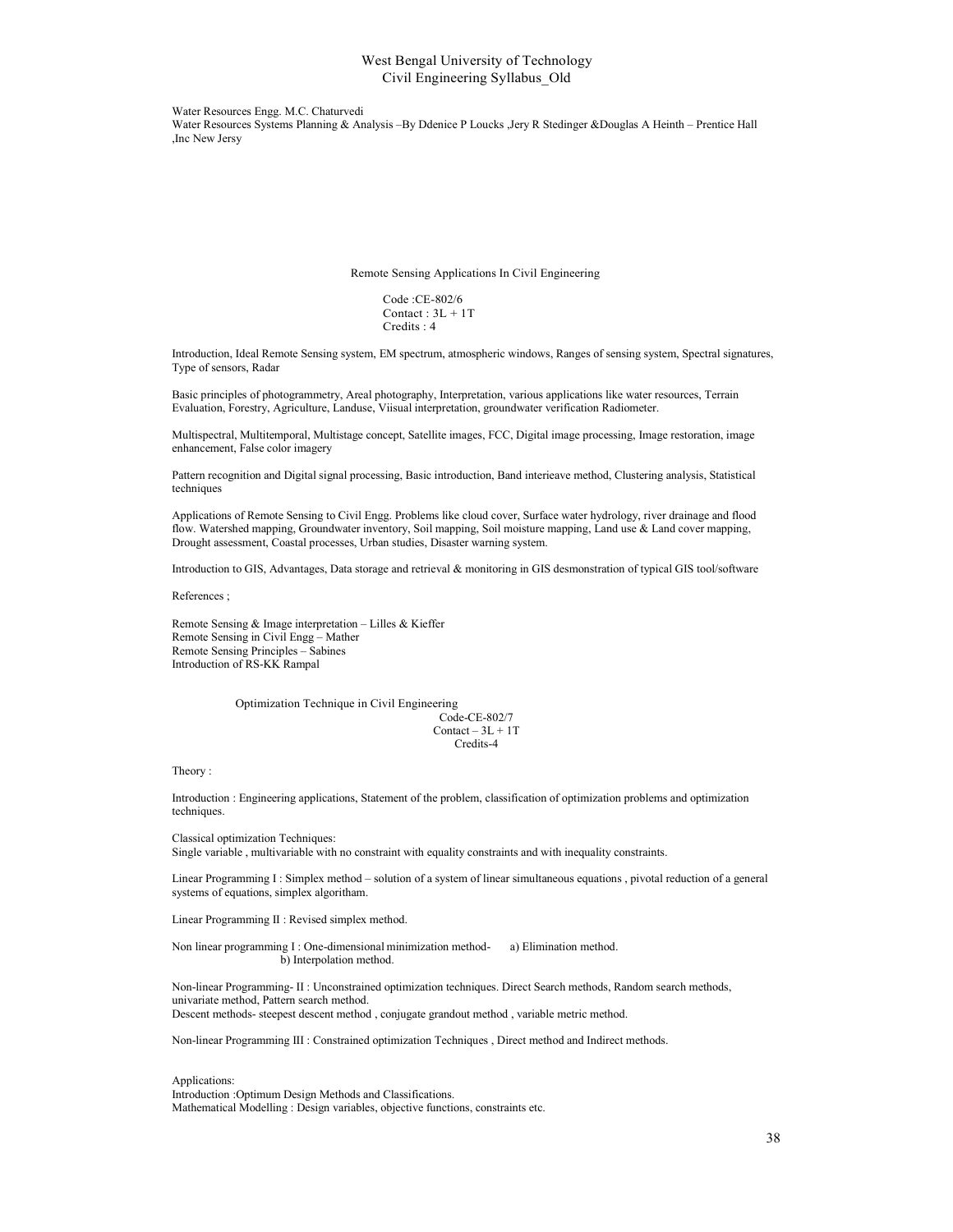Water Resources Engg. M.C. Chaturvedi
Water Resources Systems Planning & Analysis –By Ddenice P Loucks ,Jery R Stedinger &Douglas A Heinth – Prentice Hall ,Inc New Jersy

## Remote Sensing Applications In Civil Engineering

Code :CE-802/6
Contact : 3L + 1T
Credits : 4

Introduction, Ideal Remote Sensing system, EM spectrum, atmospheric windows, Ranges of sensing system, Spectral signatures, Type of sensors, Radar

Basic principles of photogrammetry, Areal photography, Interpretation, various applications like water resources, Terrain Evaluation, Forestry, Agriculture, Landuse, Viisual interpretation, groundwater verification Radiometer.

Multispectral, Multitemporal, Multistage concept, Satellite images, FCC, Digital image processing, Image restoration, image enhancement, False color imagery

Pattern recognition and Digital signal processing, Basic introduction, Band interieave method, Clustering analysis, Statistical techniques

Applications of Remote Sensing to Civil Engg. Problems like cloud cover, Surface water hydrology, river drainage and flood flow. Watershed mapping, Groundwater inventory, Soil mapping, Soil moisture mapping, Land use & Land cover mapping, Drought assessment, Coastal processes, Urban studies, Disaster warning system.

Introduction to GIS, Advantages, Data storage and retrieval & monitoring in GIS desmonstration of typical GIS tool/software

References ;

Remote Sensing & Image interpretation – Lilles & Kieffer
Remote Sensing in Civil Engg – Mather
Remote Sensing Principles – Sabines
Introduction of RS-KK Rampal

## Optimization Technique in Civil Engineering

Code-CE-802/7
Contact – 3L + 1T
Credits-4

Theory :

Introduction : Engineering applications, Statement of the problem, classification of optimization problems and optimization techniques.

Classical optimization Techniques:
Single variable , multivariable with no constraint with equality constraints and with inequality constraints.

Linear Programming I : Simplex method – solution of a system of linear simultaneous equations , pivotal reduction of a general systems of equations, simplex algoritham.

Linear Programming II : Revised simplex method.

Non linear programming I : One-dimensional minimization method- a) Elimination method.
b) Interpolation method.

Non-linear Programming- II : Unconstrained optimization techniques. Direct Search methods, Random search methods, univariate method, Pattern search method.
Descent methods- steepest descent method , conjugate grandout method , variable metric method.

Non-linear Programming III : Constrained optimization Techniques , Direct method and Indirect methods.

Applications:
Introduction :Optimum Design Methods and Classifications.
Mathematical Modelling : Design variables, objective functions, constraints etc.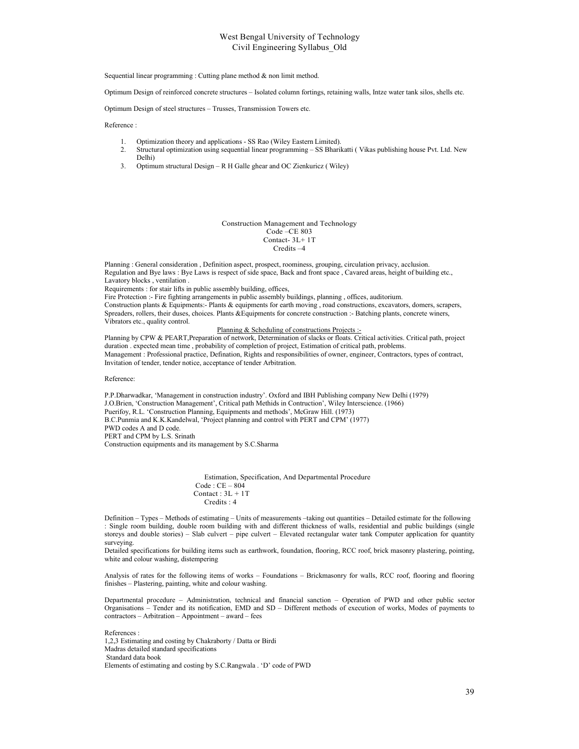Sequential linear programming : Cutting plane method & non limit method.

Optimum Design of reinforced concrete structures – Isolated column fortings, retaining walls, Intze water tank silos, shells etc.

Optimum Design of steel structures – Trusses, Transmission Towers etc.

Reference :

1. Optimization theory and applications - SS Rao (Wiley Eastern Limited).
2. Structural optimization using sequential linear programming – SS Bharikatti ( Vikas publishing house Pvt. Ltd. New Delhi)
3. Optimum structural Design – R H Galle ghear and OC Zienkuricz ( Wiley)

## Construction Management and Technology

Code –CE 803
Contact- 3L+ 1T
Credits –4

Planning : General consideration , Definition aspect, prospect, roominess, grouping, circulation privacy, acclusion.
Regulation and Bye laws : Bye Laws is respect of side space, Back and front space , Cavared areas, height of building etc., Lavatory blocks , ventilation .
Requirements : for stair lifts in public assembly building, offices,
Fire Protection :- Fire fighting arrangements in public assembly buildings, planning , offices, auditorium.
Construction plants & Equipments:- Plants & equipments for earth moving , road constructions, excavators, domers, scrapers, Spreaders, rollers, their duses, choices. Plants &Equipments for concrete construction :- Batching plants, concrete winers, Vibrators etc., quality control.

Planning & Scheduling of constructions Projects :-

Planning by CPW & PEART,Preparation of network, Determination of slacks or floats. Critical activities. Critical path, project duration . expected mean time , probability of completion of project, Estimation of critical path, problems.
Management : Professional practice, Defination, Rights and responsibilities of owner, engineer, Contractors, types of contract, Invitation of tender, tender notice, acceptance of tender Arbitration.

Reference:

P.P.Dharwadkar, 'Management in construction industry'. Oxford and IBH Publishing company New Delhi (1979)
J.O.Brien, 'Construction Management', Critical path Methids in Contruction', Wiley Interscience. (1966)
Puerifoy, R.L. 'Construction Planning, Equipments and methods', McGraw Hill. (1973)
B.C.Punmia and K.K.Kandelwal, 'Project planning and control with PERT and CPM' (1977)
PWD codes A and D code.
PERT and CPM by L.S. Srinath
Construction equipments and its management by S.C.Sharma

## Estimation, Specification, And Departmental Procedure

Code : CE – 804
Contact : 3L + 1T
Credits : 4

Definition – Types – Methods of estimating – Units of measurements –taking out quantities – Detailed estimate for the following : Single room building, double room building with and different thickness of walls, residential and public buildings (single storeys and double stories) – Slab culvert – pipe culvert – Elevated rectangular water tank Computer application for quantity surveying.
Detailed specifications for building items such as earthwork, foundation, flooring, RCC roof, brick masonry plastering, pointing, white and colour washing, distempering

Analysis of rates for the following items of works – Foundations – Brickmasonry for walls, RCC roof, flooring and flooring finishes – Plastering, painting, white and colour washing.

Departmental procedure – Administration, technical and financial sanction – Operation of PWD and other public sector Organisations – Tender and its notification, EMD and SD – Different methods of execution of works, Modes of payments to contractors – Arbitration – Appointment – award – fees

References :
1,2,3 Estimating and costing by Chakraborty / Datta or Birdi
Madras detailed standard specifications
Standard data book
Elements of estimating and costing by S.C.Rangwala . 'D' code of PWD